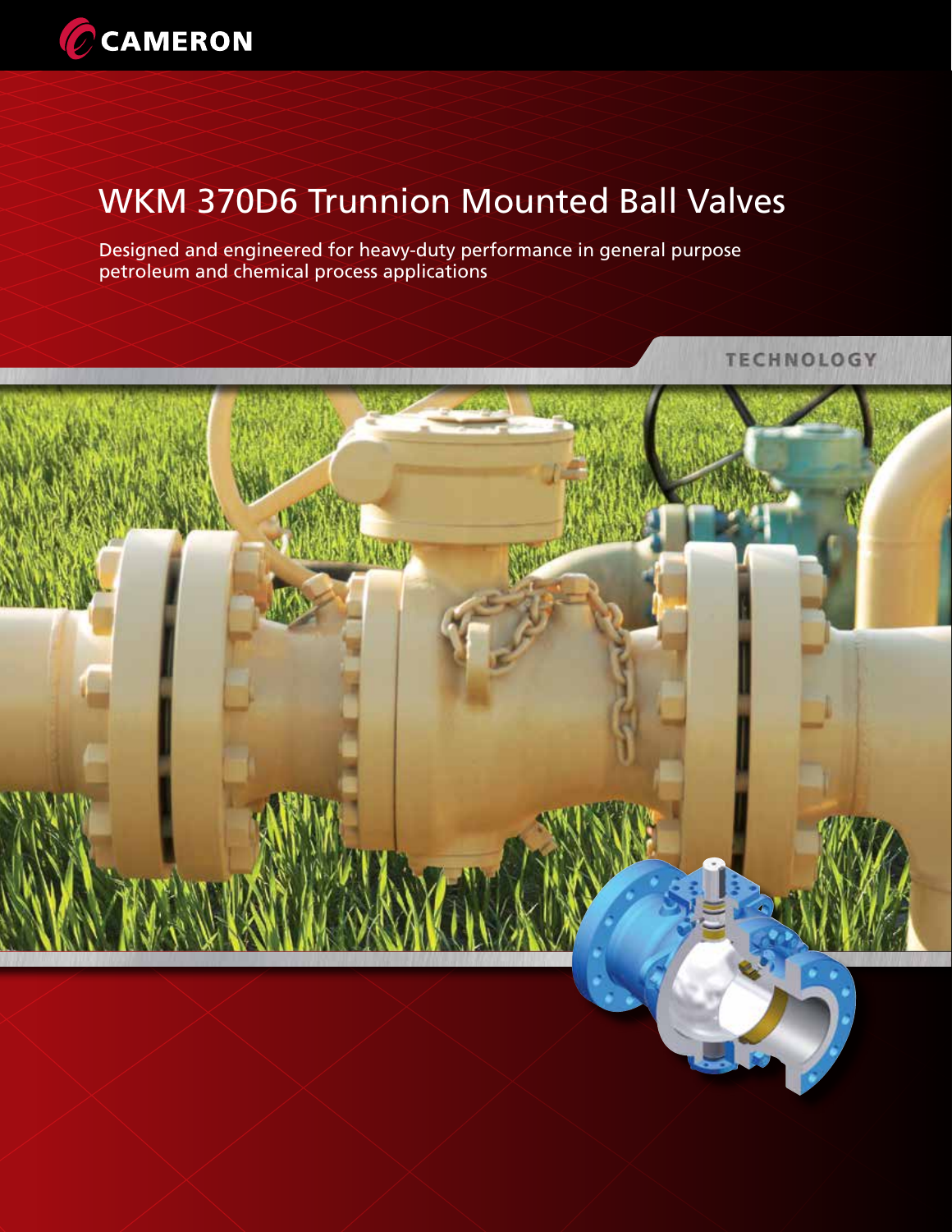CAMERON

# WKM 370D6 Trunnion Mounted Ball Valves

Designed and engineered for heavy-duty performance in general purpose petroleum and chemical process applications

TECHNOLOGY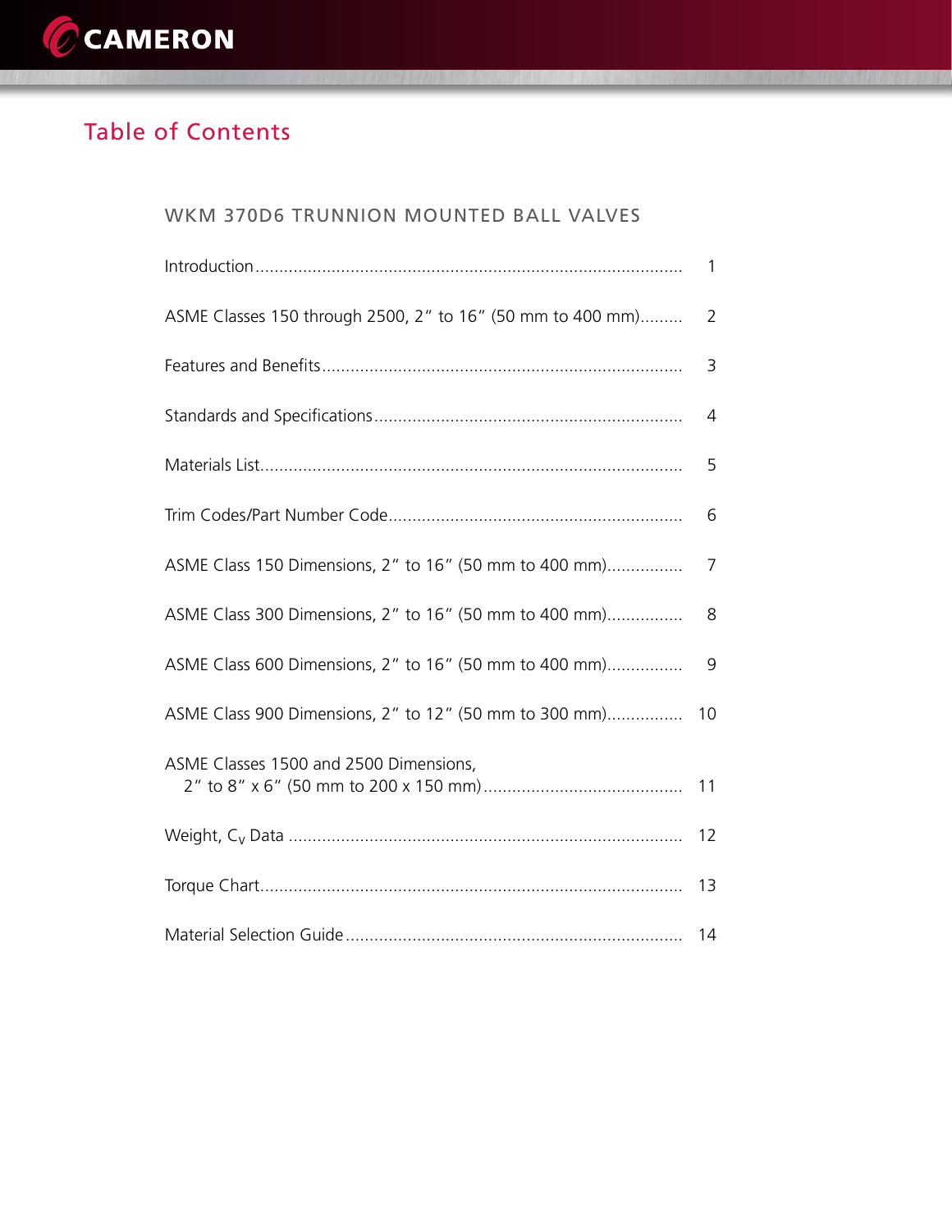# Table of Contents

## WKM 370D6 TRUNNION MOUNTED BALL VALVES

| | |
|---|---|
| Introduction | 1 |
| ASME Classes 150 through 2500, 2" to 16" (50 mm to 400 mm) | 2 |
| Features and Benefits | 3 |
| Standards and Specifications | 4 |
| Materials List | 5 |
| Trim Codes/Part Number Code | 6 |
| ASME Class 150 Dimensions, 2" to 16" (50 mm to 400 mm) | 7 |
| ASME Class 300 Dimensions, 2" to 16" (50 mm to 400 mm) | 8 |
| ASME Class 600 Dimensions, 2" to 16" (50 mm to 400 mm) | 9 |
| ASME Class 900 Dimensions, 2" to 12" (50 mm to 300 mm) | 10 |
| ASME Classes 1500 and 2500 Dimensions, 2" to 8" x 6" (50 mm to 200 x 150 mm) | 11 |
| Weight, $C_V$ Data | 12 |
| Torque Chart | 13 |
| Material Selection Guide | 14 |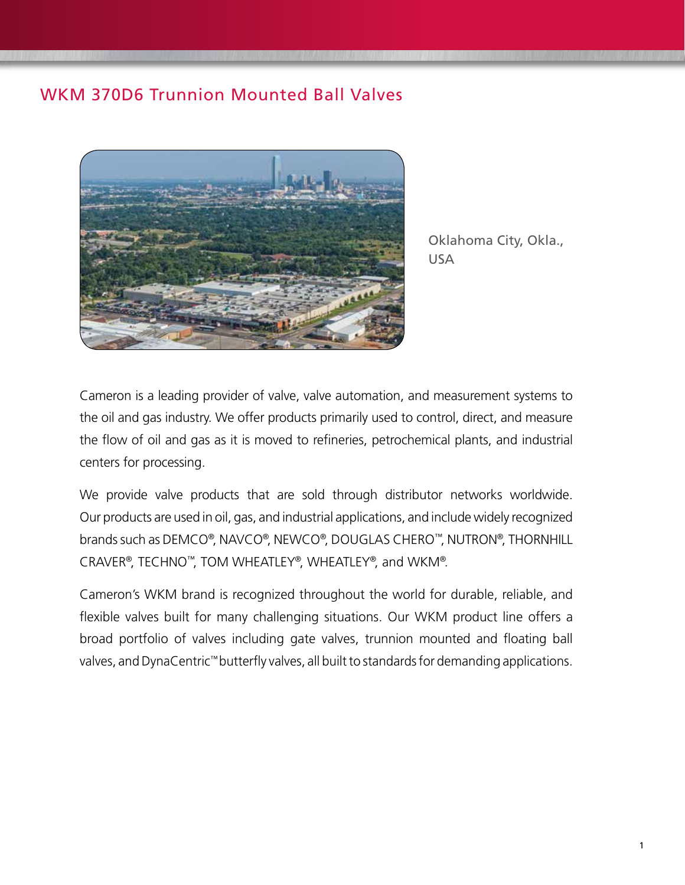## WKM 370D6 Trunnion Mounted Ball Valves

Oklahoma City, Okla., USA

Cameron is a leading provider of valve, valve automation, and measurement systems to the oil and gas industry. We offer products primarily used to control, direct, and measure the flow of oil and gas as it is moved to refineries, petrochemical plants, and industrial centers for processing.

We provide valve products that are sold through distributor networks worldwide. Our products are used in oil, gas, and industrial applications, and include widely recognized brands such as DEMCO®, NAVCO®, NEWCO®, DOUGLAS CHERO™, NUTRON®, THORNHILL CRAVER®, TECHNO™, TOM WHEATLEY®, WHEATLEY®, and WKM®.

Cameron's WKM brand is recognized throughout the world for durable, reliable, and flexible valves built for many challenging situations. Our WKM product line offers a broad portfolio of valves including gate valves, trunnion mounted and floating ball valves, and DynaCentric™ butterfly valves, all built to standards for demanding applications.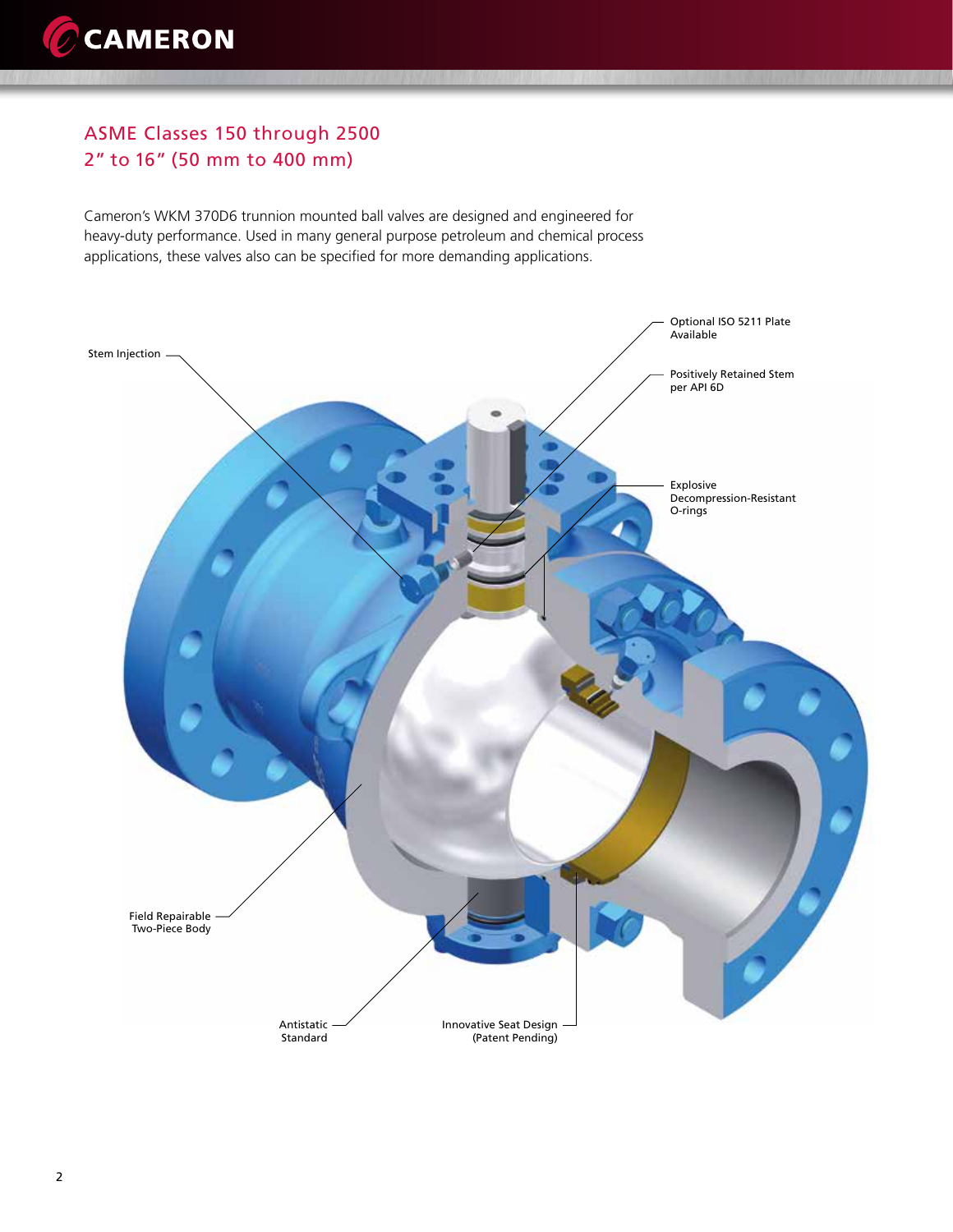## ASME Classes 150 through 2500
## 2” to 16” (50 mm to 400 mm)

Cameron’s WKM 370D6 trunnion mounted ball valves are designed and engineered for heavy-duty performance. Used in many general purpose petroleum and chemical process applications, these valves also can be specified for more demanding applications.

Stem Injection

Optional ISO 5211 Plate Available

Positively Retained Stem per API 6D

Explosive Decompression-Resistant O-rings

Field Repairable Two-Piece Body

Antistatic Standard

Innovative Seat Design (Patent Pending)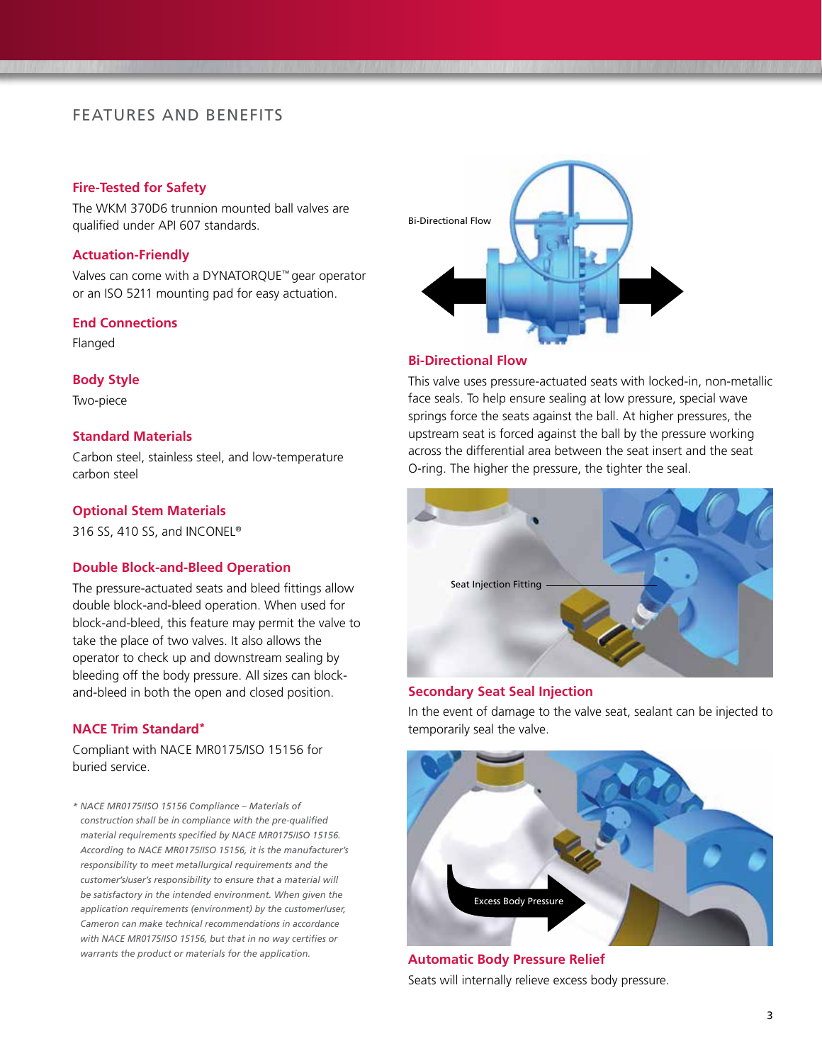## FEATURES AND BENEFITS

### Fire-Tested for Safety

The WKM 370D6 trunnion mounted ball valves are qualified under API 607 standards.

### Actuation-Friendly

Valves can come with a DYNATORQUE™ gear operator or an ISO 5211 mounting pad for easy actuation.

### End Connections

Flanged

### Body Style

Two-piece

### Standard Materials

Carbon steel, stainless steel, and low-temperature carbon steel

### Optional Stem Materials

316 SS, 410 SS, and INCONEL®

### Double Block-and-Bleed Operation

The pressure-actuated seats and bleed fittings allow double block-and-bleed operation. When used for block-and-bleed, this feature may permit the valve to take the place of two valves. It also allows the operator to check up and downstream sealing by bleeding off the body pressure. All sizes can block-and-bleed in both the open and closed position.

### NACE Trim Standard*

Compliant with NACE MR0175/ISO 15156 for buried service.

*\* NACE MR0175/ISO 15156 Compliance – Materials of construction shall be in compliance with the pre-qualified material requirements specified by NACE MR0175/ISO 15156. According to NACE MR0175/ISO 15156, it is the manufacturer's responsibility to meet metallurgical requirements and the customer's/user's responsibility to ensure that a material will be satisfactory in the intended environment. When given the application requirements (environment) by the customer/user, Cameron can make technical recommendations in accordance with NACE MR0175/ISO 15156, but that in no way certifies or warrants the product or materials for the application.*

Bi-Directional Flow

### Bi-Directional Flow

This valve uses pressure-actuated seats with locked-in, non-metallic face seals. To help ensure sealing at low pressure, special wave springs force the seats against the ball. At higher pressures, the upstream seat is forced against the ball by the pressure working across the differential area between the seat insert and the seat O-ring. The higher the pressure, the tighter the seal.

Seat Injection Fitting

### Secondary Seat Seal Injection

In the event of damage to the valve seat, sealant can be injected to temporarily seal the valve.

Excess Body Pressure

### Automatic Body Pressure Relief

Seats will internally relieve excess body pressure.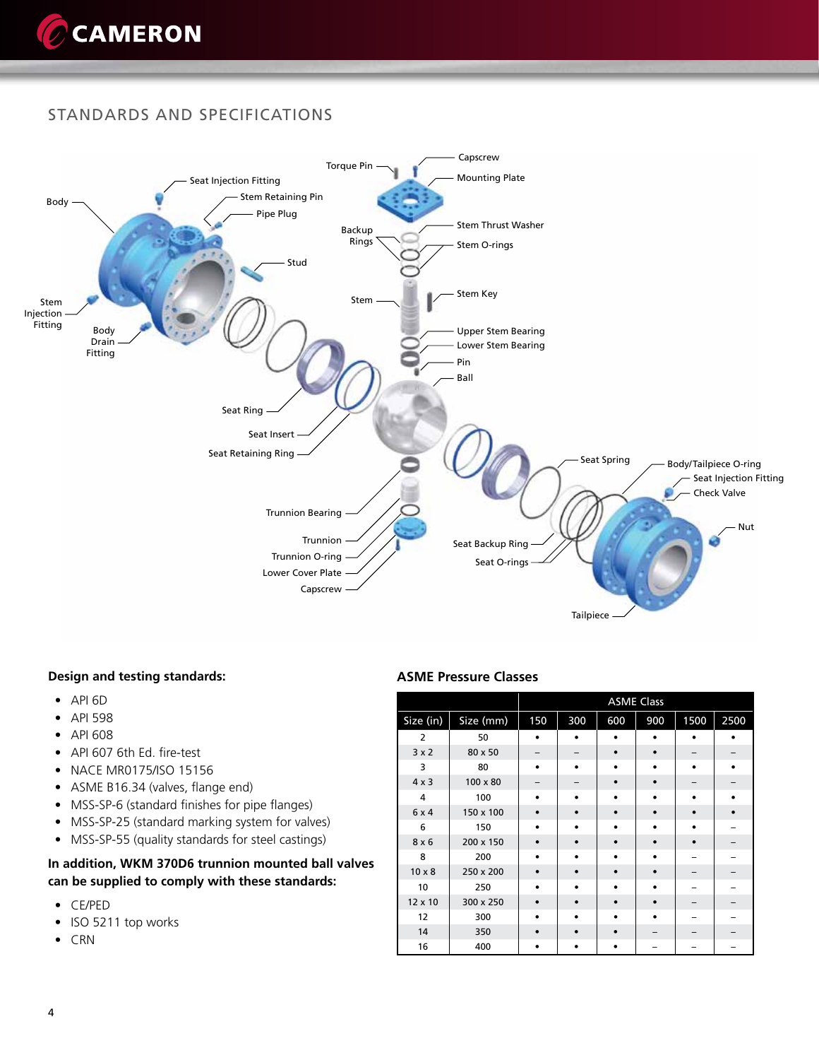## STANDARDS AND SPECIFICATIONS

Capscrew
Torque Pin
Mounting Plate
Seat Injection Fitting
Stem Retaining Pin
Body
Pipe Plug
Backup Rings
Stem Thrust Washer
Stem O-rings
Stud
Stem Key
Stem
Stem Injection Fitting
Upper Stem Bearing
Body Drain Fitting
Lower Stem Bearing
Pin
Ball
Seat Ring
Seat Insert
Seat Retaining Ring
Seat Spring
Body/Tailpiece O-ring
Seat Injection Fitting
Check Valve
Trunnion Bearing
Nut
Trunnion
Seat Backup Ring
Trunnion O-ring
Seat O-rings
Lower Cover Plate
Capscrew
Tailpiece

### Design and testing standards:

- API 6D
- API 598
- API 608
- API 607 6th Ed. fire-test
- NACE MR0175/ISO 15156
- ASME B16.34 (valves, flange end)
- MSS-SP-6 (standard finishes for pipe flanges)
- MSS-SP-25 (standard marking system for valves)
- MSS-SP-55 (quality standards for steel castings)

**In addition, WKM 370D6 trunnion mounted ball valves can be supplied to comply with these standards:**

- CE/PED
- ISO 5211 top works
- CRN

### ASME Pressure Classes

| | | ASME Class | | | | | |
|---|---|---|---|---|---|---|---|
| Size (in) | Size (mm) | 150 | 300 | 600 | 900 | 1500 | 2500 |
| 2 | 50 | • | • | • | • | • | • |
| 3 x 2 | 80 x 50 | – | – | • | • | – | – |
| 3 | 80 | • | • | • | • | • | • |
| 4 x 3 | 100 x 80 | – | – | • | • | – | – |
| 4 | 100 | • | • | • | • | • | • |
| 6 x 4 | 150 x 100 | • | • | • | • | • | • |
| 6 | 150 | • | • | • | • | • | – |
| 8 x 6 | 200 x 150 | • | • | • | • | • | – |
| 8 | 200 | • | • | • | • | – | – |
| 10 x 8 | 250 x 200 | • | • | • | • | – | – |
| 10 | 250 | • | • | • | • | – | – |
| 12 x 10 | 300 x 250 | • | • | • | • | – | – |
| 12 | 300 | • | • | • | • | – | – |
| 14 | 350 | • | • | • | – | – | – |
| 16 | 400 | • | • | • | – | – | – |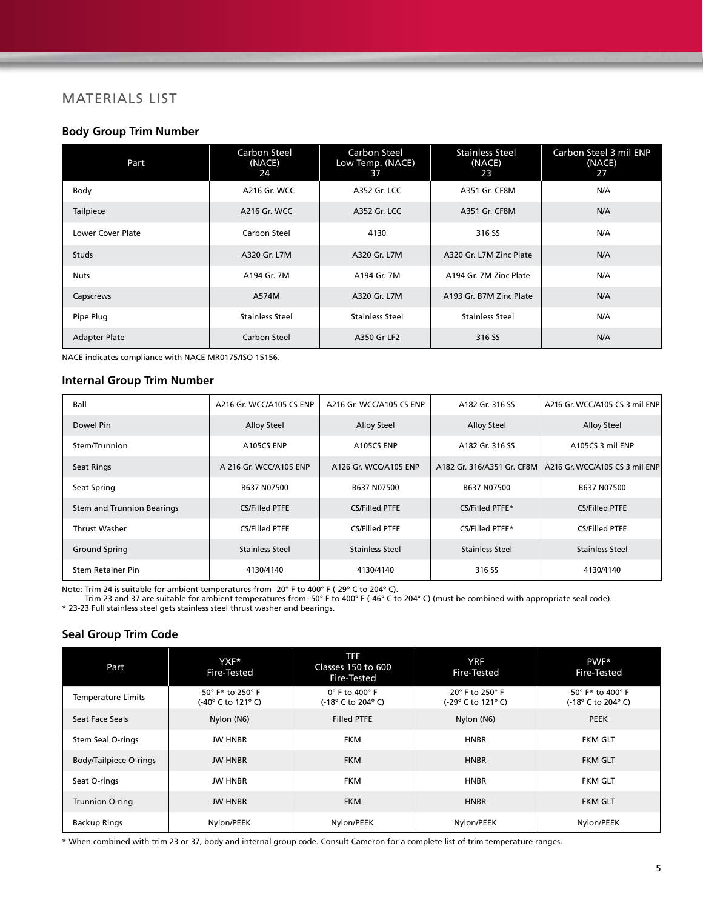# MATERIALS LIST

## Body Group Trim Number

| Part | Carbon Steel (NACE) 24 | Carbon Steel Low Temp. (NACE) 37 | Stainless Steel (NACE) 23 | Carbon Steel 3 mil ENP (NACE) 27 |
|---|---|---|---|---|
| Body | A216 Gr. WCC | A352 Gr. LCC | A351 Gr. CF8M | N/A |
| Tailpiece | A216 Gr. WCC | A352 Gr. LCC | A351 Gr. CF8M | N/A |
| Lower Cover Plate | Carbon Steel | 4130 | 316 SS | N/A |
| Studs | A320 Gr. L7M | A320 Gr. L7M | A320 Gr. L7M Zinc Plate | N/A |
| Nuts | A194 Gr. 7M | A194 Gr. 7M | A194 Gr. 7M Zinc Plate | N/A |
| Capscrews | A574M | A320 Gr. L7M | A193 Gr. B7M Zinc Plate | N/A |
| Pipe Plug | Stainless Steel | Stainless Steel | Stainless Steel | N/A |
| Adapter Plate | Carbon Steel | A350 Gr LF2 | 316 SS | N/A |

NACE indicates compliance with NACE MR0175/ISO 15156.

## Internal Group Trim Number

| | | | | |
|---|---|---|---|---|
| Ball | A216 Gr. WCC/A105 CS ENP | A216 Gr. WCC/A105 CS ENP | A182 Gr. 316 SS | A216 Gr. WCC/A105 CS 3 mil ENP |
| Dowel Pin | Alloy Steel | Alloy Steel | Alloy Steel | Alloy Steel |
| Stem/Trunnion | A105CS ENP | A105CS ENP | A182 Gr. 316 SS | A105CS 3 mil ENP |
| Seat Rings | A 216 Gr. WCC/A105 ENP | A126 Gr. WCC/A105 ENP | A182 Gr. 316/A351 Gr. CF8M | A216 Gr. WCC/A105 CS 3 mil ENP |
| Seat Spring | B637 N07500 | B637 N07500 | B637 N07500 | B637 N07500 |
| Stem and Trunnion Bearings | CS/Filled PTFE | CS/Filled PTFE | CS/Filled PTFE* | CS/Filled PTFE |
| Thrust Washer | CS/Filled PTFE | CS/Filled PTFE | CS/Filled PTFE* | CS/Filled PTFE |
| Ground Spring | Stainless Steel | Stainless Steel | Stainless Steel | Stainless Steel |
| Stem Retainer Pin | 4130/4140 | 4130/4140 | 316 SS | 4130/4140 |

Note: Trim 24 is suitable for ambient temperatures from -20° F to 400° F (-29° C to 204° C).
Trim 23 and 37 are suitable for ambient temperatures from -50° F to 400° F (-46° C to 204° C) (must be combined with appropriate seal code).
* 23-23 Full stainless steel gets stainless steel thrust washer and bearings.

## Seal Group Trim Code

| Part | YXF* Fire-Tested | TFF Classes 150 to 600 Fire-Tested | YRF Fire-Tested | PWF* Fire-Tested |
|---|---|---|---|---|
| Temperature Limits | -50° F* to 250° F (-40° C to 121° C) | 0° F to 400° F (-18° C to 204° C) | -20° F to 250° F (-29° C to 121° C) | -50° F* to 400° F (-18° C to 204° C) |
| Seat Face Seals | Nylon (N6) | Filled PTFE | Nylon (N6) | PEEK |
| Stem Seal O-rings | JW HNBR | FKM | HNBR | FKM GLT |
| Body/Tailpiece O-rings | JW HNBR | FKM | HNBR | FKM GLT |
| Seat O-rings | JW HNBR | FKM | HNBR | FKM GLT |
| Trunnion O-ring | JW HNBR | FKM | HNBR | FKM GLT |
| Backup Rings | Nylon/PEEK | Nylon/PEEK | Nylon/PEEK | Nylon/PEEK |

* When combined with trim 23 or 37, body and internal group code. Consult Cameron for a complete list of trim temperature ranges.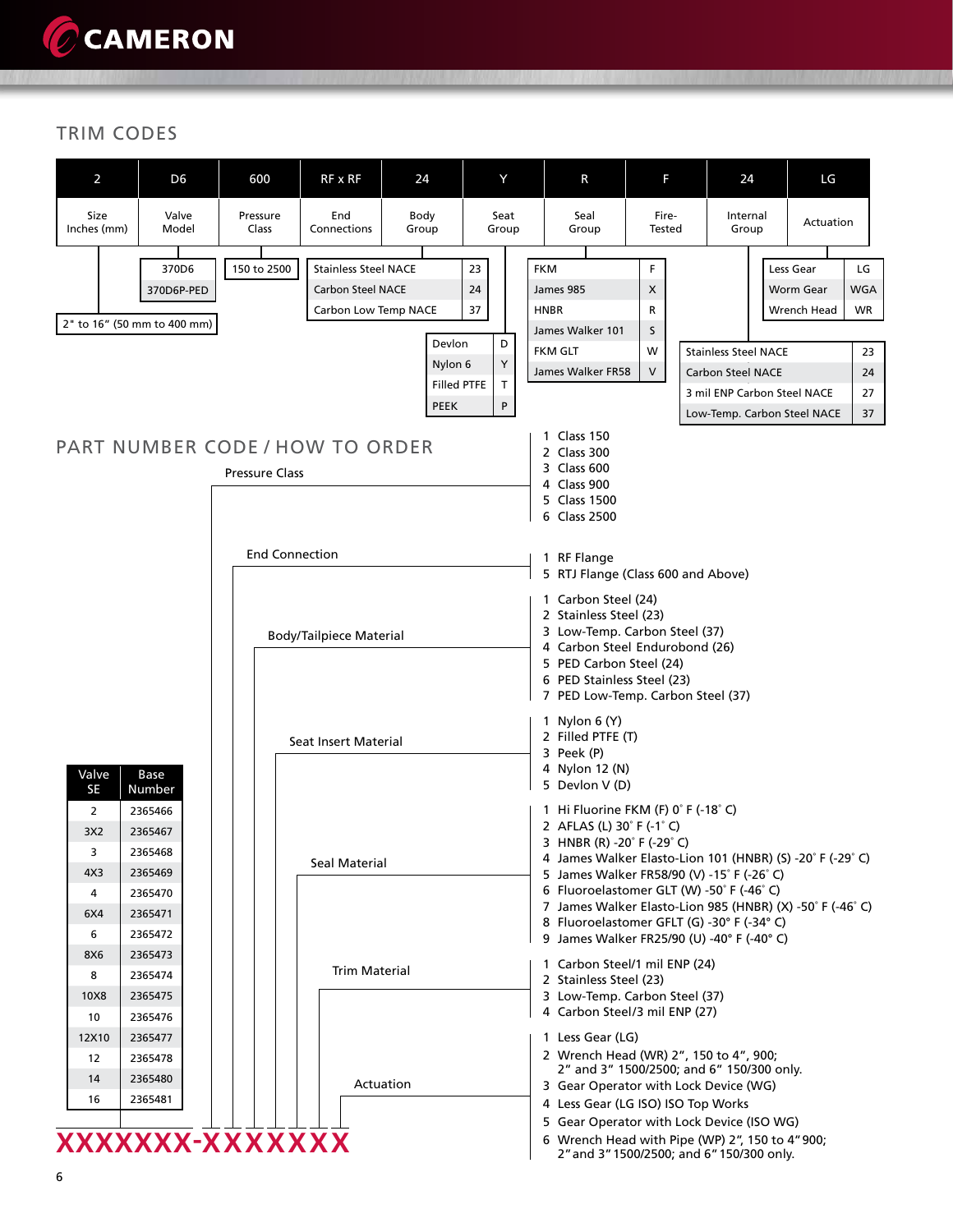## TRIM CODES

| 2 | D6 | 600 | RF x RF | 24 | Y | R | F | 24 | LG |
|---|---|---|---|---|---|---|---|---|---|
| Size Inches (mm) | Valve Model | Pressure Class | End Connections | Body Group | Seat Group | Seal Group | Fire-Tested | Internal Group | Actuation |

**Size:** 2" to 16" (50 mm to 400 mm)

**Valve Model:**

| |
|---|
| 370D6 |
| 370D6P-PED |

**Pressure Class:** 150 to 2500

**Body Group:**

| Material | Code |
|---|---|
| Stainless Steel NACE | 23 |
| Carbon Steel NACE | 24 |
| Carbon Low Temp NACE | 37 |

**Seat Group:**

| Material | Code |
|---|---|
| Devlon | D |
| Nylon 6 | Y |
| Filled PTFE | T |
| PEEK | P |

**Seal Group:**

| Material | Code |
|---|---|
| FKM | F |
| James 985 | X |
| HNBR | R |
| James Walker 101 | S |
| FKM GLT | W |
| James Walker FR58 | V |

**Internal Group:**

| Material | Code |
|---|---|
| Stainless Steel NACE | 23 |
| Carbon Steel NACE | 24 |
| 3 mil ENP Carbon Steel NACE | 27 |
| Low-Temp. Carbon Steel NACE | 37 |

**Actuation:**

| Type | Code |
|---|---|
| Less Gear | LG |
| Worm Gear | WGA |
| Wrench Head | WR |

## PART NUMBER CODE / HOW TO ORDER

**XXXXXXX-XXXXXXX**

| Valve SE | Base Number |
|---|---|
| 2 | 2365466 |
| 3X2 | 2365467 |
| 3 | 2365468 |
| 4X3 | 2365469 |
| 4 | 2365470 |
| 6X4 | 2365471 |
| 6 | 2365472 |
| 8X6 | 2365473 |
| 8 | 2365474 |
| 10X8 | 2365475 |
| 10 | 2365476 |
| 12X10 | 2365477 |
| 12 | 2365478 |
| 14 | 2365480 |
| 16 | 2365481 |

**Pressure Class**

1. Class 150
2. Class 300
3. Class 600
4. Class 900
5. Class 1500
6. Class 2500

**End Connection**

1 RF Flange
5 RTJ Flange (Class 600 and Above)

**Body/Tailpiece Material**

1. Carbon Steel (24)
2. Stainless Steel (23)
3. Low-Temp. Carbon Steel (37)
4. Carbon Steel Endurobond (26)
5. PED Carbon Steel (24)
6. PED Stainless Steel (23)
7. PED Low-Temp. Carbon Steel (37)

**Seat Insert Material**

1. Nylon 6 (Y)
2. Filled PTFE (T)
3. Peek (P)
4. Nylon 12 (N)
5. Devlon V (D)

**Seal Material**

1. Hi Fluorine FKM (F) 0° F (-18° C)
2. AFLAS (L) 30° F (-1° C)
3. HNBR (R) -20° F (-29° C)
4. James Walker Elasto-Lion 101 (HNBR) (S) -20° F (-29° C)
5. James Walker FR58/90 (V) -15° F (-26° C)
6. Fluoroelastomer GLT (W) -50° F (-46° C)
7. James Walker Elasto-Lion 985 (HNBR) (X) -50° F (-46° C)
8. Fluoroelastomer GFLT (G) -30° F (-34° C)
9. James Walker FR25/90 (U) -40° F (-40° C)

**Trim Material**

1. Carbon Steel/1 mil ENP (24)
2. Stainless Steel (23)
3. Low-Temp. Carbon Steel (37)
4. Carbon Steel/3 mil ENP (27)

**Actuation**

1. Less Gear (LG)
2. Wrench Head (WR) 2", 150 to 4", 900; 2" and 3" 1500/2500; and 6" 150/300 only.
3. Gear Operator with Lock Device (WG)
4. Less Gear (LG ISO) ISO Top Works
5. Gear Operator with Lock Device (ISO WG)
6. Wrench Head with Pipe (WP) 2", 150 to 4" 900; 2" and 3" 1500/2500; and 6" 150/300 only.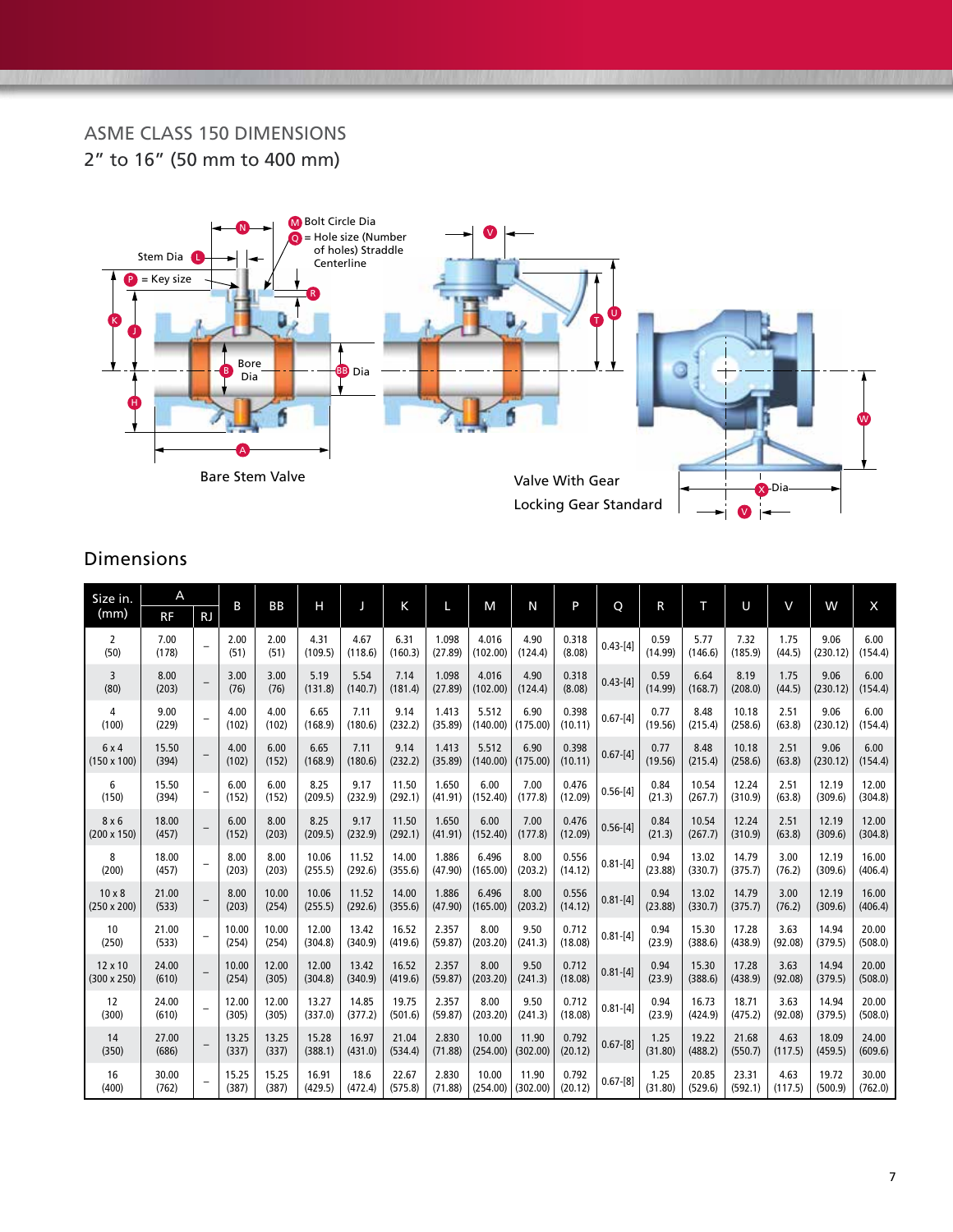# ASME CLASS 150 DIMENSIONS

## 2" to 16" (50 mm to 400 mm)

M Bolt Circle Dia

Q = Hole size (Number of holes) Straddle Centerline

Stem Dia L

P = Key size

Bore Dia B

BB Dia

Bare Stem Valve

Valve With Gear

Locking Gear Standard

X Dia

## Dimensions

| Size in. (mm) | A | | B | BB | H | J | K | L | M | N | P | Q | R | T | U | V | W | X |
|---|---|---|---|---|---|---|---|---|---|---|---|---|---|---|---|---|---|---|
| | RF | RJ | | | | | | | | | | | | | | | | |
| 2 (50) | 7.00 (178) | – | 2.00 (51) | 2.00 (51) | 4.31 (109.5) | 4.67 (118.6) | 6.31 (160.3) | 1.098 (27.89) | 4.016 (102.00) | 4.90 (124.4) | 0.318 (8.08) | 0.43-[4] | 0.59 (14.99) | 5.77 (146.6) | 7.32 (185.9) | 1.75 (44.5) | 9.06 (230.12) | 6.00 (154.4) |
| 3 (80) | 8.00 (203) | – | 3.00 (76) | 3.00 (76) | 5.19 (131.8) | 5.54 (140.7) | 7.14 (181.4) | 1.098 (27.89) | 4.016 (102.00) | 4.90 (124.4) | 0.318 (8.08) | 0.43-[4] | 0.59 (14.99) | 6.64 (168.7) | 8.19 (208.0) | 1.75 (44.5) | 9.06 (230.12) | 6.00 (154.4) |
| 4 (100) | 9.00 (229) | – | 4.00 (102) | 4.00 (102) | 6.65 (168.9) | 7.11 (180.6) | 9.14 (232.2) | 1.413 (35.89) | 5.512 (140.00) | 6.90 (175.00) | 0.398 (10.11) | 0.67-[4] | 0.77 (19.56) | 8.48 (215.4) | 10.18 (258.6) | 2.51 (63.8) | 9.06 (230.12) | 6.00 (154.4) |
| 6 x 4 (150 x 100) | 15.50 (394) | – | 4.00 (102) | 6.00 (152) | 6.65 (168.9) | 7.11 (180.6) | 9.14 (232.2) | 1.413 (35.89) | 5.512 (140.00) | 6.90 (175.00) | 0.398 (10.11) | 0.67-[4] | 0.77 (19.56) | 8.48 (215.4) | 10.18 (258.6) | 2.51 (63.8) | 9.06 (230.12) | 6.00 (154.4) |
| 6 (150) | 15.50 (394) | – | 6.00 (152) | 6.00 (152) | 8.25 (209.5) | 9.17 (232.9) | 11.50 (292.1) | 1.650 (41.91) | 6.00 (152.40) | 7.00 (177.8) | 0.476 (12.09) | 0.56-[4] | 0.84 (21.3) | 10.54 (267.7) | 12.24 (310.9) | 2.51 (63.8) | 12.19 (309.6) | 12.00 (304.8) |
| 8 x 6 (200 x 150) | 18.00 (457) | – | 6.00 (152) | 8.00 (203) | 8.25 (209.5) | 9.17 (232.9) | 11.50 (292.1) | 1.650 (41.91) | 6.00 (152.40) | 7.00 (177.8) | 0.476 (12.09) | 0.56-[4] | 0.84 (21.3) | 10.54 (267.7) | 12.24 (310.9) | 2.51 (63.8) | 12.19 (309.6) | 12.00 (304.8) |
| 8 (200) | 18.00 (457) | – | 8.00 (203) | 8.00 (203) | 10.06 (255.5) | 11.52 (292.6) | 14.00 (355.6) | 1.886 (47.90) | 6.496 (165.00) | 8.00 (203.2) | 0.556 (14.12) | 0.81-[4] | 0.94 (23.88) | 13.02 (330.7) | 14.79 (375.7) | 3.00 (76.2) | 12.19 (309.6) | 16.00 (406.4) |
| 10 x 8 (250 x 200) | 21.00 (533) | – | 8.00 (203) | 10.00 (254) | 10.06 (255.5) | 11.52 (292.6) | 14.00 (355.6) | 1.886 (47.90) | 6.496 (165.00) | 8.00 (203.2) | 0.556 (14.12) | 0.81-[4] | 0.94 (23.88) | 13.02 (330.7) | 14.79 (375.7) | 3.00 (76.2) | 12.19 (309.6) | 16.00 (406.4) |
| 10 (250) | 21.00 (533) | – | 10.00 (254) | 10.00 (254) | 12.00 (304.8) | 13.42 (340.9) | 16.52 (419.6) | 2.357 (59.87) | 8.00 (203.20) | 9.50 (241.3) | 0.712 (18.08) | 0.81-[4] | 0.94 (23.9) | 15.30 (388.6) | 17.28 (438.9) | 3.63 (92.08) | 14.94 (379.5) | 20.00 (508.0) |
| 12 x 10 (300 x 250) | 24.00 (610) | – | 10.00 (254) | 12.00 (305) | 12.00 (304.8) | 13.42 (340.9) | 16.52 (419.6) | 2.357 (59.87) | 8.00 (203.20) | 9.50 (241.3) | 0.712 (18.08) | 0.81-[4] | 0.94 (23.9) | 15.30 (388.6) | 17.28 (438.9) | 3.63 (92.08) | 14.94 (379.5) | 20.00 (508.0) |
| 12 (300) | 24.00 (610) | – | 12.00 (305) | 12.00 (305) | 13.27 (337.0) | 14.85 (377.2) | 19.75 (501.6) | 2.357 (59.87) | 8.00 (203.20) | 9.50 (241.3) | 0.712 (18.08) | 0.81-[4] | 0.94 (23.9) | 16.73 (424.9) | 18.71 (475.2) | 3.63 (92.08) | 14.94 (379.5) | 20.00 (508.0) |
| 14 (350) | 27.00 (686) | – | 13.25 (337) | 13.25 (337) | 15.28 (388.1) | 16.97 (431.0) | 21.04 (534.4) | 2.830 (71.88) | 10.00 (254.00) | 11.90 (302.00) | 0.792 (20.12) | 0.67-[8] | 1.25 (31.80) | 19.22 (488.2) | 21.68 (550.7) | 4.63 (117.5) | 18.09 (459.5) | 24.00 (609.6) |
| 16 (400) | 30.00 (762) | – | 15.25 (387) | 15.25 (387) | 16.91 (429.5) | 18.6 (472.4) | 22.67 (575.8) | 2.830 (71.88) | 10.00 (254.00) | 11.90 (302.00) | 0.792 (20.12) | 0.67-[8] | 1.25 (31.80) | 20.85 (529.6) | 23.31 (592.1) | 4.63 (117.5) | 19.72 (500.9) | 30.00 (762.0) |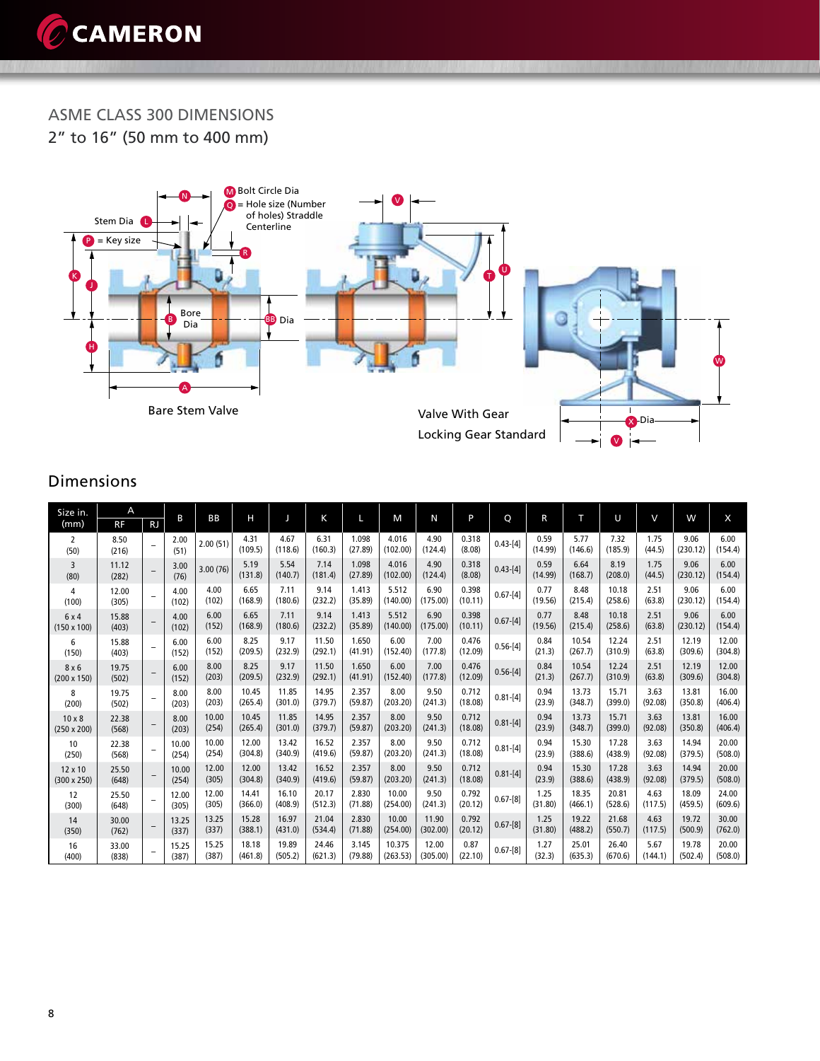## ASME CLASS 300 DIMENSIONS

2" to 16" (50 mm to 400 mm)

M Bolt Circle Dia

Q = Hole size (Number of holes) Straddle Centerline

Stem Dia L

P = Key size

Bore B Dia

BB Dia

Bare Stem Valve

Valve With Gear

Locking Gear Standard

X Dia

## Dimensions

| Size in. (mm) | A | | B | BB | H | J | K | L | M | N | P | Q | R | T | U | V | W | X |
|---|---|---|---|---|---|---|---|---|---|---|---|---|---|---|---|---|---|---|
| | RF | RJ | | | | | | | | | | | | | | | | |
| 2 (50) | 8.50 (216) | – | 2.00 (51) | 2.00 (51) | 4.31 (109.5) | 4.67 (118.6) | 6.31 (160.3) | 1.098 (27.89) | 4.016 (102.00) | 4.90 (124.4) | 0.318 (8.08) | 0.43-[4] | 0.59 (14.99) | 5.77 (146.6) | 7.32 (185.9) | 1.75 (44.5) | 9.06 (230.12) | 6.00 (154.4) |
| 3 (80) | 11.12 (282) | – | 3.00 (76) | 3.00 (76) | 5.19 (131.8) | 5.54 (140.7) | 7.14 (181.4) | 1.098 (27.89) | 4.016 (102.00) | 4.90 (124.4) | 0.318 (8.08) | 0.43-[4] | 0.59 (14.99) | 6.64 (168.7) | 8.19 (208.0) | 1.75 (44.5) | 9.06 (230.12) | 6.00 (154.4) |
| 4 (100) | 12.00 (305) | – | 4.00 (102) | 4.00 (102) | 6.65 (168.9) | 7.11 (180.6) | 9.14 (232.2) | 1.413 (35.89) | 5.512 (140.00) | 6.90 (175.00) | 0.398 (10.11) | 0.67-[4] | 0.77 (19.56) | 8.48 (215.4) | 10.18 (258.6) | 2.51 (63.8) | 9.06 (230.12) | 6.00 (154.4) |
| 6 x 4 (150 x 100) | 15.88 (403) | – | 4.00 (102) | 6.00 (152) | 6.65 (168.9) | 7.11 (180.6) | 9.14 (232.2) | 1.413 (35.89) | 5.512 (140.00) | 6.90 (175.00) | 0.398 (10.11) | 0.67-[4] | 0.77 (19.56) | 8.48 (215.4) | 10.18 (258.6) | 2.51 (63.8) | 9.06 (230.12) | 6.00 (154.4) |
| 6 (150) | 15.88 (403) | – | 6.00 (152) | 6.00 (152) | 8.25 (209.5) | 9.17 (232.9) | 11.50 (292.1) | 1.650 (41.91) | 6.00 (152.40) | 7.00 (177.8) | 0.476 (12.09) | 0.56-[4] | 0.84 (21.3) | 10.54 (267.7) | 12.24 (310.9) | 2.51 (63.8) | 12.19 (309.6) | 12.00 (304.8) |
| 8 x 6 (200 x 150) | 19.75 (502) | – | 6.00 (152) | 8.00 (203) | 8.25 (209.5) | 9.17 (232.9) | 11.50 (292.1) | 1.650 (41.91) | 6.00 (152.40) | 7.00 (177.8) | 0.476 (12.09) | 0.56-[4] | 0.84 (21.3) | 10.54 (267.7) | 12.24 (310.9) | 2.51 (63.8) | 12.19 (309.6) | 12.00 (304.8) |
| 8 (200) | 19.75 (502) | – | 8.00 (203) | 8.00 (203) | 10.45 (265.4) | 11.85 (301.0) | 14.95 (379.7) | 2.357 (59.87) | 8.00 (203.20) | 9.50 (241.3) | 0.712 (18.08) | 0.81-[4] | 0.94 (23.9) | 13.73 (348.7) | 15.71 (399.0) | 3.63 (92.08) | 13.81 (350.8) | 16.00 (406.4) |
| 10 x 8 (250 x 200) | 22.38 (568) | – | 8.00 (203) | 10.00 (254) | 10.45 (265.4) | 11.85 (301.0) | 14.95 (379.7) | 2.357 (59.87) | 8.00 (203.20) | 9.50 (241.3) | 0.712 (18.08) | 0.81-[4] | 0.94 (23.9) | 13.73 (348.7) | 15.71 (399.0) | 3.63 (92.08) | 13.81 (350.8) | 16.00 (406.4) |
| 10 (250) | 22.38 (568) | – | 10.00 (254) | 10.00 (254) | 12.00 (304.8) | 13.42 (340.9) | 16.52 (419.6) | 2.357 (59.87) | 8.00 (203.20) | 9.50 (241.3) | 0.712 (18.08) | 0.81-[4] | 0.94 (23.9) | 15.30 (388.6) | 17.28 (438.9) | 3.63 (92.08) | 14.94 (379.5) | 20.00 (508.0) |
| 12 x 10 (300 x 250) | 25.50 (648) | – | 10.00 (254) | 12.00 (305) | 12.00 (304.8) | 13.42 (340.9) | 16.52 (419.6) | 2.357 (59.87) | 8.00 (203.20) | 9.50 (241.3) | 0.712 (18.08) | 0.81-[4] | 0.94 (23.9) | 15.30 (388.6) | 17.28 (438.9) | 3.63 (92.08) | 14.94 (379.5) | 20.00 (508.0) |
| 12 (300) | 25.50 (648) | – | 12.00 (305) | 12.00 (305) | 14.41 (366.0) | 16.10 (408.9) | 20.17 (512.3) | 2.830 (71.88) | 10.00 (254.00) | 9.50 (241.3) | 0.792 (20.12) | 0.67-[8] | 1.25 (31.80) | 18.35 (466.1) | 20.81 (528.6) | 4.63 (117.5) | 18.09 (459.5) | 24.00 (609.6) |
| 14 (350) | 30.00 (762) | – | 13.25 (337) | 13.25 (337) | 15.28 (388.1) | 16.97 (431.0) | 21.04 (534.4) | 2.830 (71.88) | 10.00 (254.00) | 11.90 (302.00) | 0.792 (20.12) | 0.67-[8] | 1.25 (31.80) | 19.22 (488.2) | 21.68 (550.7) | 4.63 (117.5) | 19.72 (500.9) | 30.00 (762.0) |
| 16 (400) | 33.00 (838) | – | 15.25 (387) | 15.25 (387) | 18.18 (461.8) | 19.89 (505.2) | 24.46 (621.3) | 3.145 (79.88) | 10.375 (263.53) | 12.00 (305.00) | 0.87 (22.10) | 0.67-[8] | 1.27 (32.3) | 25.01 (635.3) | 26.40 (670.6) | 5.67 (144.1) | 19.78 (502.4) | 20.00 (508.0) |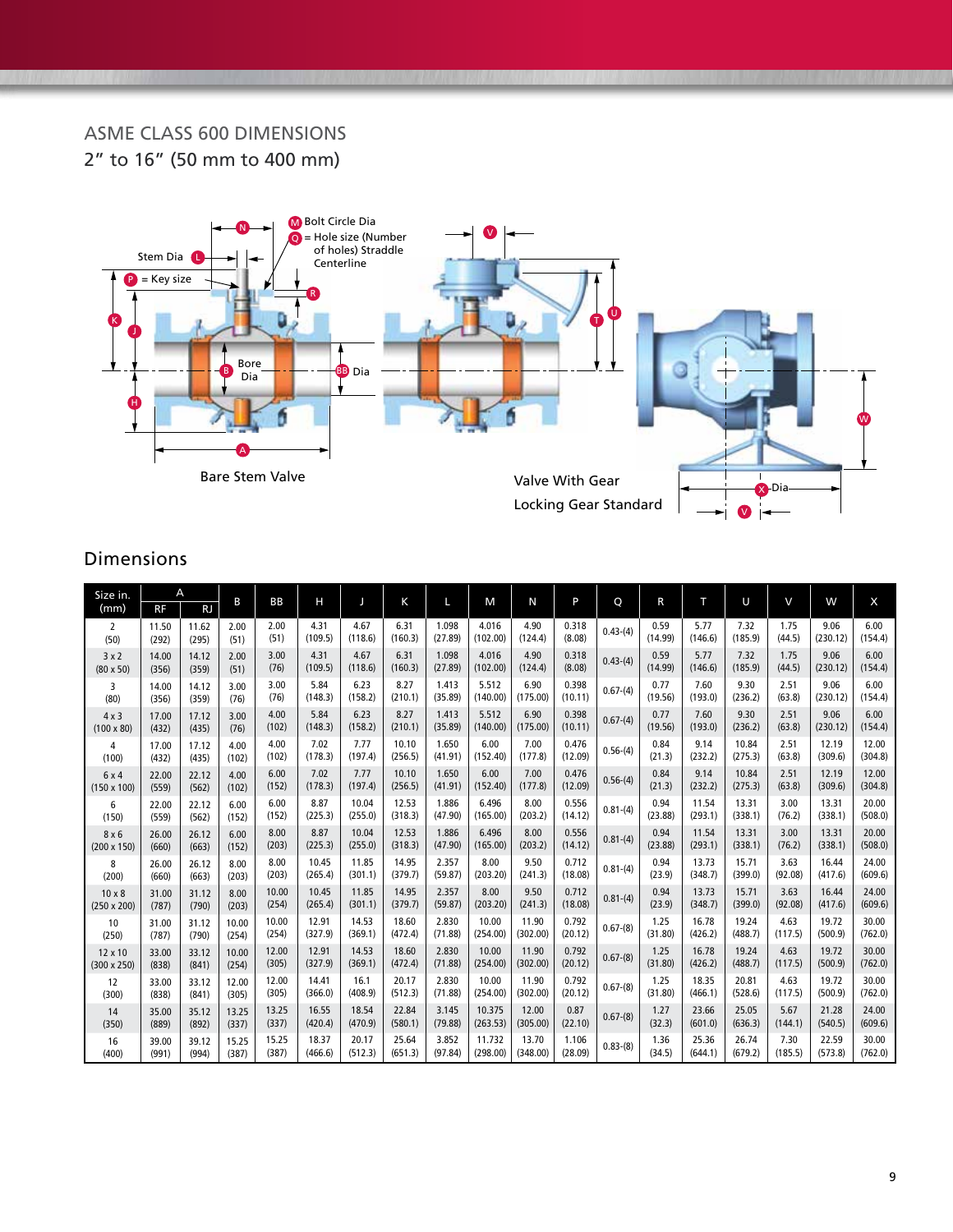## ASME CLASS 600 DIMENSIONS

2" to 16" (50 mm to 400 mm)

M Bolt Circle Dia

Q = Hole size (Number of holes) Straddle Centerline

Stem Dia L

P = Key size

Bare Stem Valve

Valve With Gear

Locking Gear Standard

## Dimensions

| Size in. (mm) | A | | B | BB | H | J | K | L | M | N | P | Q | R | T | U | V | W | X |
|---|---|---|---|---|---|---|---|---|---|---|---|---|---|---|---|---|---|---|
| | RF | RJ | | | | | | | | | | | | | | | | |
| 2 (50) | 11.50 (292) | 11.62 (295) | 2.00 (51) | 2.00 (51) | 4.31 (109.5) | 4.67 (118.6) | 6.31 (160.3) | 1.098 (27.89) | 4.016 (102.00) | 4.90 (124.4) | 0.318 (8.08) | 0.43-(4) | 0.59 (14.99) | 5.77 (146.6) | 7.32 (185.9) | 1.75 (44.5) | 9.06 (230.12) | 6.00 (154.4) |
| 3 x 2 (80 x 50) | 14.00 (356) | 14.12 (359) | 2.00 (51) | 3.00 (76) | 4.31 (109.5) | 4.67 (118.6) | 6.31 (160.3) | 1.098 (27.89) | 4.016 (102.00) | 4.90 (124.4) | 0.318 (8.08) | 0.43-(4) | 0.59 (14.99) | 5.77 (146.6) | 7.32 (185.9) | 1.75 (44.5) | 9.06 (230.12) | 6.00 (154.4) |
| 3 (80) | 14.00 (356) | 14.12 (359) | 3.00 (76) | 3.00 (76) | 5.84 (148.3) | 6.23 (158.2) | 8.27 (210.1) | 1.413 (35.89) | 5.512 (140.00) | 6.90 (175.00) | 0.398 (10.11) | 0.67-(4) | 0.77 (19.56) | 7.60 (193.0) | 9.30 (236.2) | 2.51 (63.8) | 9.06 (230.12) | 6.00 (154.4) |
| 4 x 3 (100 x 80) | 17.00 (432) | 17.12 (435) | 3.00 (76) | 4.00 (102) | 5.84 (148.3) | 6.23 (158.2) | 8.27 (210.1) | 1.413 (35.89) | 5.512 (140.00) | 6.90 (175.00) | 0.398 (10.11) | 0.67-(4) | 0.77 (19.56) | 7.60 (193.0) | 9.30 (236.2) | 2.51 (63.8) | 9.06 (230.12) | 6.00 (154.4) |
| 4 (100) | 17.00 (432) | 17.12 (435) | 4.00 (102) | 4.00 (102) | 7.02 (178.3) | 7.77 (197.4) | 10.10 (256.5) | 1.650 (41.91) | 6.00 (152.40) | 7.00 (177.8) | 0.476 (12.09) | 0.56-(4) | 0.84 (21.3) | 9.14 (232.2) | 10.84 (275.3) | 2.51 (63.8) | 12.19 (309.6) | 12.00 (304.8) |
| 6 x 4 (150 x 100) | 22.00 (559) | 22.12 (562) | 4.00 (102) | 6.00 (152) | 7.02 (178.3) | 7.77 (197.4) | 10.10 (256.5) | 1.650 (41.91) | 6.00 (152.40) | 7.00 (177.8) | 0.476 (12.09) | 0.56-(4) | 0.84 (21.3) | 9.14 (232.2) | 10.84 (275.3) | 2.51 (63.8) | 12.19 (309.6) | 12.00 (304.8) |
| 6 (150) | 22.00 (559) | 22.12 (562) | 6.00 (152) | 6.00 (152) | 8.87 (225.3) | 10.04 (255.0) | 12.53 (318.3) | 1.886 (47.90) | 6.496 (165.00) | 8.00 (203.2) | 0.556 (14.12) | 0.81-(4) | 0.94 (23.88) | 11.54 (293.1) | 13.31 (338.1) | 3.00 (76.2) | 13.31 (338.1) | 20.00 (508.0) |
| 8 x 6 (200 x 150) | 26.00 (660) | 26.12 (663) | 6.00 (152) | 8.00 (203) | 8.87 (225.3) | 10.04 (255.0) | 12.53 (318.3) | 1.886 (47.90) | 6.496 (165.00) | 8.00 (203.2) | 0.556 (14.12) | 0.81-(4) | 0.94 (23.88) | 11.54 (293.1) | 13.31 (338.1) | 3.00 (76.2) | 13.31 (338.1) | 20.00 (508.0) |
| 8 (200) | 26.00 (660) | 26.12 (663) | 8.00 (203) | 8.00 (203) | 10.45 (265.4) | 11.85 (301.1) | 14.95 (379.7) | 2.357 (59.87) | 8.00 (203.20) | 9.50 (241.3) | 0.712 (18.08) | 0.81-(4) | 0.94 (23.9) | 13.73 (348.7) | 15.71 (399.0) | 3.63 (92.08) | 16.44 (417.6) | 24.00 (609.6) |
| 10 x 8 (250 x 200) | 31.00 (787) | 31.12 (790) | 8.00 (203) | 10.00 (254) | 10.45 (265.4) | 11.85 (301.1) | 14.95 (379.7) | 2.357 (59.87) | 8.00 (203.20) | 9.50 (241.3) | 0.712 (18.08) | 0.81-(4) | 0.94 (23.9) | 13.73 (348.7) | 15.71 (399.0) | 3.63 (92.08) | 16.44 (417.6) | 24.00 (609.6) |
| 10 (250) | 31.00 (787) | 31.12 (790) | 10.00 (254) | 10.00 (254) | 12.91 (327.9) | 14.53 (369.1) | 18.60 (472.4) | 2.830 (71.88) | 10.00 (254.00) | 11.90 (302.00) | 0.792 (20.12) | 0.67-(8) | 1.25 (31.80) | 16.78 (426.2) | 19.24 (488.7) | 4.63 (117.5) | 19.72 (500.9) | 30.00 (762.0) |
| 12 x 10 (300 x 250) | 33.00 (838) | 33.12 (841) | 10.00 (254) | 12.00 (305) | 12.91 (327.9) | 14.53 (369.1) | 18.60 (472.4) | 2.830 (71.88) | 10.00 (254.00) | 11.90 (302.00) | 0.792 (20.12) | 0.67-(8) | 1.25 (31.80) | 16.78 (426.2) | 19.24 (488.7) | 4.63 (117.5) | 19.72 (500.9) | 30.00 (762.0) |
| 12 (300) | 33.00 (838) | 33.12 (841) | 12.00 (305) | 12.00 (305) | 14.41 (366.0) | 16.1 (408.9) | 20.17 (512.3) | 2.830 (71.88) | 10.00 (254.00) | 11.90 (302.00) | 0.792 (20.12) | 0.67-(8) | 1.25 (31.80) | 18.35 (466.1) | 20.81 (528.6) | 4.63 (117.5) | 19.72 (500.9) | 30.00 (762.0) |
| 14 (350) | 35.00 (889) | 35.12 (892) | 13.25 (337) | 13.25 (337) | 16.55 (420.4) | 18.54 (470.9) | 22.84 (580.1) | 3.145 (79.88) | 10.375 (263.53) | 12.00 (305.00) | 0.87 (22.10) | 0.67-(8) | 1.27 (32.3) | 23.66 (601.0) | 25.05 (636.3) | 5.67 (144.1) | 21.28 (540.5) | 24.00 (609.6) |
| 16 (400) | 39.00 (991) | 39.12 (994) | 15.25 (387) | 15.25 (387) | 18.37 (466.6) | 20.17 (512.3) | 25.64 (651.3) | 3.852 (97.84) | 11.732 (298.00) | 13.70 (348.00) | 1.106 (28.09) | 0.83-(8) | 1.36 (34.5) | 25.36 (644.1) | 26.74 (679.2) | 7.30 (185.5) | 22.59 (573.8) | 30.00 (762.0) |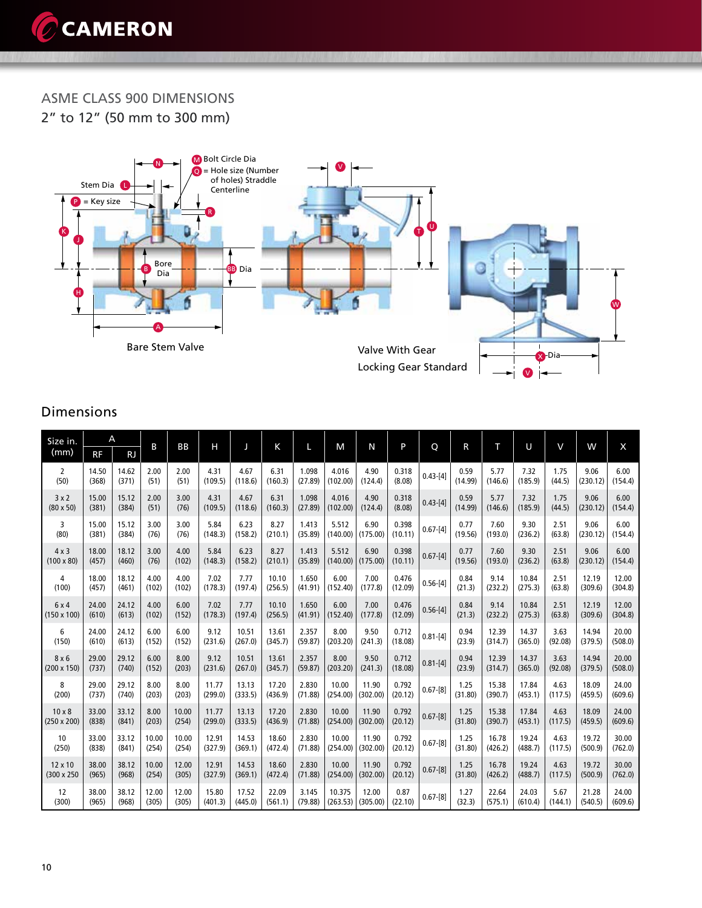## ASME CLASS 900 DIMENSIONS

2" to 12" (50 mm to 300 mm)

M Bolt Circle Dia

Q = Hole size (Number of holes) Straddle Centerline

Stem Dia L

P = Key size

Bare Stem Valve

Valve With Gear

Locking Gear Standard

### Dimensions

| Size in. (mm) | A | | B | BB | H | J | K | L | M | N | P | Q | R | T | U | V | W | X |
|---|---|---|---|---|---|---|---|---|---|---|---|---|---|---|---|---|---|---|
| | RF | RJ | | | | | | | | | | | | | | | | |
| 2 (50) | 14.50 (368) | 14.62 (371) | 2.00 (51) | 2.00 (51) | 4.31 (109.5) | 4.67 (118.6) | 6.31 (160.3) | 1.098 (27.89) | 4.016 (102.00) | 4.90 (124.4) | 0.318 (8.08) | 0.43-[4] | 0.59 (14.99) | 5.77 (146.6) | 7.32 (185.9) | 1.75 (44.5) | 9.06 (230.12) | 6.00 (154.4) |
| 3 x 2 (80 x 50) | 15.00 (381) | 15.12 (384) | 2.00 (51) | 3.00 (76) | 4.31 (109.5) | 4.67 (118.6) | 6.31 (160.3) | 1.098 (27.89) | 4.016 (102.00) | 4.90 (124.4) | 0.318 (8.08) | 0.43-[4] | 0.59 (14.99) | 5.77 (146.6) | 7.32 (185.9) | 1.75 (44.5) | 9.06 (230.12) | 6.00 (154.4) |
| 3 (80) | 15.00 (381) | 15.12 (384) | 3.00 (76) | 3.00 (76) | 5.84 (148.3) | 6.23 (158.2) | 8.27 (210.1) | 1.413 (35.89) | 5.512 (140.00) | 6.90 (175.00) | 0.398 (10.11) | 0.67-[4] | 0.77 (19.56) | 7.60 (193.0) | 9.30 (236.2) | 2.51 (63.8) | 9.06 (230.12) | 6.00 (154.4) |
| 4 x 3 (100 x 80) | 18.00 (457) | 18.12 (460) | 3.00 (76) | 4.00 (102) | 5.84 (148.3) | 6.23 (158.2) | 8.27 (210.1) | 1.413 (35.89) | 5.512 (140.00) | 6.90 (175.00) | 0.398 (10.11) | 0.67-[4] | 0.77 (19.56) | 7.60 (193.0) | 9.30 (236.2) | 2.51 (63.8) | 9.06 (230.12) | 6.00 (154.4) |
| 4 (100) | 18.00 (457) | 18.12 (461) | 4.00 (102) | 4.00 (102) | 7.02 (178.3) | 7.77 (197.4) | 10.10 (256.5) | 1.650 (41.91) | 6.00 (152.40) | 7.00 (177.8) | 0.476 (12.09) | 0.56-[4] | 0.84 (21.3) | 9.14 (232.2) | 10.84 (275.3) | 2.51 (63.8) | 12.19 (309.6) | 12.00 (304.8) |
| 6 x 4 (150 x 100) | 24.00 (610) | 24.12 (613) | 4.00 (102) | 6.00 (152) | 7.02 (178.3) | 7.77 (197.4) | 10.10 (256.5) | 1.650 (41.91) | 6.00 (152.40) | 7.00 (177.8) | 0.476 (12.09) | 0.56-[4] | 0.84 (21.3) | 9.14 (232.2) | 10.84 (275.3) | 2.51 (63.8) | 12.19 (309.6) | 12.00 (304.8) |
| 6 (150) | 24.00 (610) | 24.12 (613) | 6.00 (152) | 6.00 (152) | 9.12 (231.6) | 10.51 (267.0) | 13.61 (345.7) | 2.357 (59.87) | 8.00 (203.20) | 9.50 (241.3) | 0.712 (18.08) | 0.81-[4] | 0.94 (23.9) | 12.39 (314.7) | 14.37 (365.0) | 3.63 (92.08) | 14.94 (379.5) | 20.00 (508.0) |
| 8 x 6 (200 x 150) | 29.00 (737) | 29.12 (740) | 6.00 (152) | 8.00 (203) | 9.12 (231.6) | 10.51 (267.0) | 13.61 (345.7) | 2.357 (59.87) | 8.00 (203.20) | 9.50 (241.3) | 0.712 (18.08) | 0.81-[4] | 0.94 (23.9) | 12.39 (314.7) | 14.37 (365.0) | 3.63 (92.08) | 14.94 (379.5) | 20.00 (508.0) |
| 8 (200) | 29.00 (737) | 29.12 (740) | 8.00 (203) | 8.00 (203) | 11.77 (299.0) | 13.13 (333.5) | 17.20 (436.9) | 2.830 (71.88) | 10.00 (254.00) | 11.90 (302.00) | 0.792 (20.12) | 0.67-[8] | 1.25 (31.80) | 15.38 (390.7) | 17.84 (453.1) | 4.63 (117.5) | 18.09 (459.5) | 24.00 (609.6) |
| 10 x 8 (250 x 200) | 33.00 (838) | 33.12 (841) | 8.00 (203) | 10.00 (254) | 11.77 (299.0) | 13.13 (333.5) | 17.20 (436.9) | 2.830 (71.88) | 10.00 (254.00) | 11.90 (302.00) | 0.792 (20.12) | 0.67-[8] | 1.25 (31.80) | 15.38 (390.7) | 17.84 (453.1) | 4.63 (117.5) | 18.09 (459.5) | 24.00 (609.6) |
| 10 (250) | 33.00 (838) | 33.12 (841) | 10.00 (254) | 10.00 (254) | 12.91 (327.9) | 14.53 (369.1) | 18.60 (472.4) | 2.830 (71.88) | 10.00 (254.00) | 11.90 (302.00) | 0.792 (20.12) | 0.67-[8] | 1.25 (31.80) | 16.78 (426.2) | 19.24 (488.7) | 4.63 (117.5) | 19.72 (500.9) | 30.00 (762.0) |
| 12 x 10 (300 x 250) | 38.00 (965) | 38.12 (968) | 10.00 (254) | 12.00 (305) | 12.91 (327.9) | 14.53 (369.1) | 18.60 (472.4) | 2.830 (71.88) | 10.00 (254.00) | 11.90 (302.00) | 0.792 (20.12) | 0.67-[8] | 1.25 (31.80) | 16.78 (426.2) | 19.24 (488.7) | 4.63 (117.5) | 19.72 (500.9) | 30.00 (762.0) |
| 12 (300) | 38.00 (965) | 38.12 (968) | 12.00 (305) | 12.00 (305) | 15.80 (401.3) | 17.52 (445.0) | 22.09 (561.1) | 3.145 (79.88) | 10.375 (263.53) | 12.00 (305.00) | 0.87 (22.10) | 0.67-[8] | 1.27 (32.3) | 22.64 (575.1) | 24.03 (610.4) | 5.67 (144.1) | 21.28 (540.5) | 24.00 (609.6) |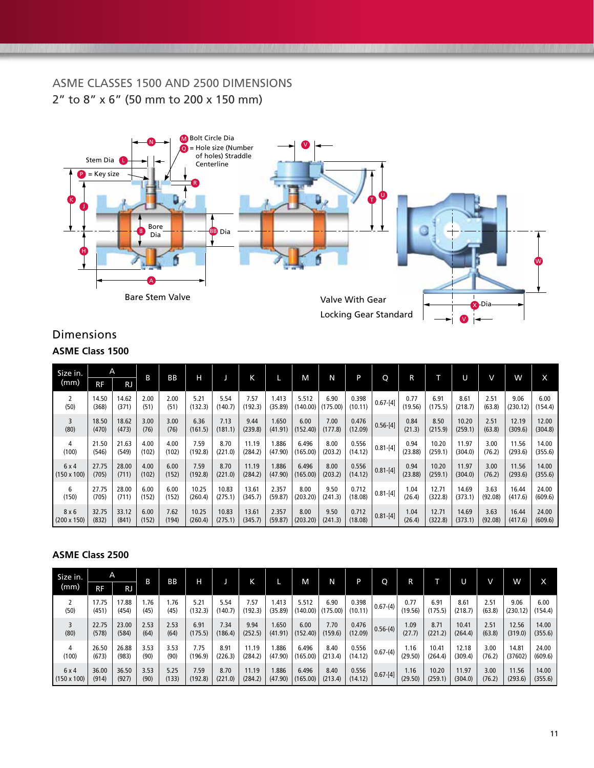## ASME CLASSES 1500 AND 2500 DIMENSIONS

2" to 8" x 6" (50 mm to 200 x 150 mm)

Stem Dia L

P = Key size

N

M Bolt Circle Dia

Q = Hole size (Number of holes) Straddle Centerline

R

K

J

B Bore Dia

BB Dia

H

A

Bare Stem Valve

V

T

U

W

X Dia

V

Valve With Gear

Locking Gear Standard

## Dimensions

### ASME Class 1500

| Size in. (mm) | A | | B | BB | H | J | K | L | M | N | P | Q | R | T | U | V | W | X |
|---|---|---|---|---|---|---|---|---|---|---|---|---|---|---|---|---|---|---|
| | RF | RJ | | | | | | | | | | | | | | | | |
| 2 (50) | 14.50 (368) | 14.62 (371) | 2.00 (51) | 2.00 (51) | 5.21 (132.3) | 5.54 (140.7) | 7.57 (192.3) | 1.413 (35.89) | 5.512 (140.00) | 6.90 (175.00) | 0.398 (10.11) | 0.67-[4] | 0.77 (19.56) | 6.91 (175.5) | 8.61 (218.7) | 2.51 (63.8) | 9.06 (230.12) | 6.00 (154.4) |
| 3 (80) | 18.50 (470) | 18.62 (473) | 3.00 (76) | 3.00 (76) | 6.36 (161.5) | 7.13 (181.1) | 9.44 (239.8) | 1.650 (41.91) | 6.00 (152.40) | 7.00 (177.8) | 0.476 (12.09) | 0.56-[4] | 0.84 (21.3) | 8.50 (215.9) | 10.20 (259.1) | 2.51 (63.8) | 12.19 (309.6) | 12.00 (304.8) |
| 4 (100) | 21.50 (546) | 21.63 (549) | 4.00 (102) | 4.00 (102) | 7.59 (192.8) | 8.70 (221.0) | 11.19 (284.2) | 1.886 (47.90) | 6.496 (165.00) | 8.00 (203.2) | 0.556 (14.12) | 0.81-[4] | 0.94 (23.88) | 10.20 (259.1) | 11.97 (304.0) | 3.00 (76.2) | 11.56 (293.6) | 14.00 (355.6) |
| 6 x 4 (150 x 100) | 27.75 (705) | 28.00 (711) | 4.00 (102) | 6.00 (152) | 7.59 (192.8) | 8.70 (221.0) | 11.19 (284.2) | 1.886 (47.90) | 6.496 (165.00) | 8.00 (203.2) | 0.556 (14.12) | 0.81-[4] | 0.94 (23.88) | 10.20 (259.1) | 11.97 (304.0) | 3.00 (76.2) | 11.56 (293.6) | 14.00 (355.6) |
| 6 (150) | 27.75 (705) | 28.00 (711) | 6.00 (152) | 6.00 (152) | 10.25 (260.4) | 10.83 (275.1) | 13.61 (345.7) | 2.357 (59.87) | 8.00 (203.20) | 9.50 (241.3) | 0.712 (18.08) | 0.81-[4] | 1.04 (26.4) | 12.71 (322.8) | 14.69 (373.1) | 3.63 (92.08) | 16.44 (417.6) | 24.00 (609.6) |
| 8 x 6 (200 x 150) | 32.75 (832) | 33.12 (841) | 6.00 (152) | 7.62 (194) | 10.25 (260.4) | 10.83 (275.1) | 13.61 (345.7) | 2.357 (59.87) | 8.00 (203.20) | 9.50 (241.3) | 0.712 (18.08) | 0.81-[4] | 1.04 (26.4) | 12.71 (322.8) | 14.69 (373.1) | 3.63 (92.08) | 16.44 (417.6) | 24.00 (609.6) |

### ASME Class 2500

| Size in. (mm) | A | | B | BB | H | J | K | L | M | N | P | Q | R | T | U | V | W | X |
|---|---|---|---|---|---|---|---|---|---|---|---|---|---|---|---|---|---|---|
| | RF | RJ | | | | | | | | | | | | | | | | |
| 2 (50) | 17.75 (451) | 17.88 (454) | 1.76 (45) | 1.76 (45) | 5.21 (132.3) | 5.54 (140.7) | 7.57 (192.3) | 1.413 (35.89) | 5.512 (140.00) | 6.90 (175.00) | 0.398 (10.11) | 0.67-(4) | 0.77 (19.56) | 6.91 (175.5) | 8.61 (218.7) | 2.51 (63.8) | 9.06 (230.12) | 6.00 (154.4) |
| 3 (80) | 22.75 (578) | 23.00 (584) | 2.53 (64) | 2.53 (64) | 6.91 (175.5) | 7.34 (186.4) | 9.94 (252.5) | 1.650 (41.91) | 6.00 (152.40) | 7.70 (159.6) | 0.476 (12.09) | 0.56-(4) | 1.09 (27.7) | 8.71 (221.2) | 10.41 (264.4) | 2.51 (63.8) | 12.56 (319.0) | 14.00 (355.6) |
| 4 (100) | 26.50 (673) | 26.88 (983) | 3.53 (90) | 3.53 (90) | 7.75 (196.9) | 8.91 (226.3) | 11.19 (284.2) | 1.886 (47.90) | 6.496 (165.00) | 8.40 (213.4) | 0.556 (14.12) | 0.67-(4) | 1.16 (29.50) | 10.41 (264.4) | 12.18 (309.4) | 3.00 (76.2) | 14.81 (37602) | 24.00 (609.6) |
| 6 x 4 (150 x 100) | 36.00 (914) | 36.50 (927) | 3.53 (90) | 5.25 (133) | 7.59 (192.8) | 8.70 (221.0) | 11.19 (284.2) | 1.886 (47.90) | 6.496 (165.00) | 8.40 (213.4) | 0.556 (14.12) | 0.67-[4] | 1.16 (29.50) | 10.20 (259.1) | 11.97 (304.0) | 3.00 (76.2) | 11.56 (293.6) | 14.00 (355.6) |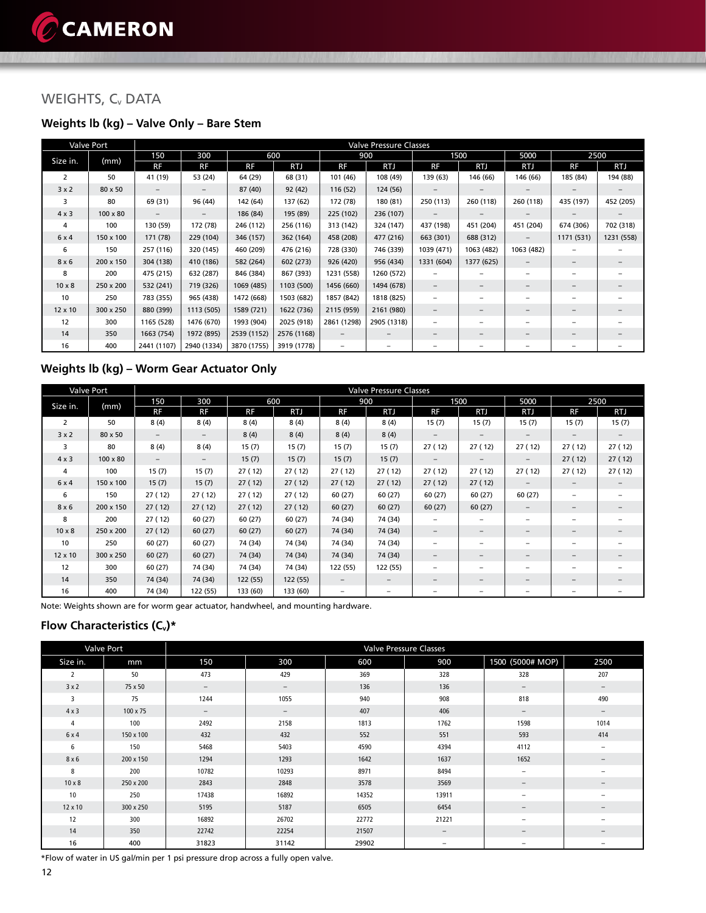## WEIGHTS, $C_v$ DATA

### Weights lb (kg) – Valve Only – Bare Stem

| Valve Port | | Valve Pressure Classes | | | | | | | | | | |
|---|---|---|---|---|---|---|---|---|---|---|---|---|
| Size in. | (mm) | 150 | 300 | 600 | | 900 | | 1500 | | 5000 | 2500 | |
| | | RF | RF | RF | RTJ | RF | RTJ | RF | RTJ | RTJ | RF | RTJ |
| 2 | 50 | 41 (19) | 53 (24) | 64 (29) | 68 (31) | 101 (46) | 108 (49) | 139 (63) | 146 (66) | 146 (66) | 185 (84) | 194 (88) |
| 3 x 2 | 80 x 50 | – | – | 87 (40) | 92 (42) | 116 (52) | 124 (56) | – | – | – | – | – |
| 3 | 80 | 69 (31) | 96 (44) | 142 (64) | 137 (62) | 172 (78) | 180 (81) | 250 (113) | 260 (118) | 260 (118) | 435 (197) | 452 (205) |
| 4 x 3 | 100 x 80 | – | – | 186 (84) | 195 (89) | 225 (102) | 236 (107) | – | – | – | – | – |
| 4 | 100 | 130 (59) | 172 (78) | 246 (112) | 256 (116) | 313 (142) | 324 (147) | 437 (198) | 451 (204) | 451 (204) | 674 (306) | 702 (318) |
| 6 x 4 | 150 x 100 | 171 (78) | 229 (104) | 346 (157) | 362 (164) | 458 (208) | 477 (216) | 663 (301) | 688 (312) | – | 1171 (531) | 1231 (558) |
| 6 | 150 | 257 (116) | 320 (145) | 460 (209) | 476 (216) | 728 (330) | 746 (339) | 1039 (471) | 1063 (482) | 1063 (482) | – | – |
| 8 x 6 | 200 x 150 | 304 (138) | 410 (186) | 582 (264) | 602 (273) | 926 (420) | 956 (434) | 1331 (604) | 1377 (625) | – | – | – |
| 8 | 200 | 475 (215) | 632 (287) | 846 (384) | 867 (393) | 1231 (558) | 1260 (572) | – | – | – | – | – |
| 10 x 8 | 250 x 200 | 532 (241) | 719 (326) | 1069 (485) | 1103 (500) | 1456 (660) | 1494 (678) | – | – | – | – | – |
| 10 | 250 | 783 (355) | 965 (438) | 1472 (668) | 1503 (682) | 1857 (842) | 1818 (825) | – | – | – | – | – |
| 12 x 10 | 300 x 250 | 880 (399) | 1113 (505) | 1589 (721) | 1622 (736) | 2115 (959) | 2161 (980) | – | – | – | – | – |
| 12 | 300 | 1165 (528) | 1476 (670) | 1993 (904) | 2025 (918) | 2861 (1298) | 2905 (1318) | – | – | – | – | – |
| 14 | 350 | 1663 (754) | 1972 (895) | 2539 (1152) | 2576 (1168) | – | – | – | – | – | – | – |
| 16 | 400 | 2441 (1107) | 2940 (1334) | 3870 (1755) | 3919 (1778) | – | – | – | – | – | – | – |

### Weights lb (kg) – Worm Gear Actuator Only

| Valve Port | | Valve Pressure Classes | | | | | | | | | | |
|---|---|---|---|---|---|---|---|---|---|---|---|---|
| Size in. | (mm) | 150 | 300 | 600 | | 900 | | 1500 | | 5000 | 2500 | |
| | | RF | RF | RF | RTJ | RF | RTJ | RF | RTJ | RTJ | RF | RTJ |
| 2 | 50 | 8 (4) | 8 (4) | 8 (4) | 8 (4) | 8 (4) | 8 (4) | 15 (7) | 15 (7) | 15 (7) | 15 (7) | 15 (7) |
| 3 x 2 | 80 x 50 | – | – | 8 (4) | 8 (4) | 8 (4) | 8 (4) | – | – | – | – | – |
| 3 | 80 | 8 (4) | 8 (4) | 15 (7) | 15 (7) | 15 (7) | 15 (7) | 27 ( 12) | 27 ( 12) | 27 ( 12) | 27 ( 12) | 27 ( 12) |
| 4 x 3 | 100 x 80 | – | – | 15 (7) | 15 (7) | 15 (7) | 15 (7) | – | – | – | 27 ( 12) | 27 ( 12) |
| 4 | 100 | 15 (7) | 15 (7) | 27 ( 12) | 27 ( 12) | 27 ( 12) | 27 ( 12) | 27 ( 12) | 27 ( 12) | 27 ( 12) | 27 ( 12) | 27 ( 12) |
| 6 x 4 | 150 x 100 | 15 (7) | 15 (7) | 27 ( 12) | 27 ( 12) | 27 ( 12) | 27 ( 12) | 27 ( 12) | 27 ( 12) | – | – | – |
| 6 | 150 | 27 ( 12) | 27 ( 12) | 27 ( 12) | 27 ( 12) | 60 (27) | 60 (27) | 60 (27) | 60 (27) | 60 (27) | – | – |
| 8 x 6 | 200 x 150 | 27 ( 12) | 27 ( 12) | 27 ( 12) | 27 ( 12) | 60 (27) | 60 (27) | 60 (27) | 60 (27) | – | – | – |
| 8 | 200 | 27 ( 12) | 60 (27) | 60 (27) | 60 (27) | 74 (34) | 74 (34) | – | – | – | – | – |
| 10 x 8 | 250 x 200 | 27 ( 12) | 60 (27) | 60 (27) | 60 (27) | 74 (34) | 74 (34) | – | – | – | – | – |
| 10 | 250 | 60 (27) | 60 (27) | 74 (34) | 74 (34) | 74 (34) | 74 (34) | – | – | – | – | – |
| 12 x 10 | 300 x 250 | 60 (27) | 60 (27) | 74 (34) | 74 (34) | 74 (34) | 74 (34) | – | – | – | – | – |
| 12 | 300 | 60 (27) | 60 (27) | 74 (34) | 74 (34) | 122 (55) | 122 (55) | – | – | – | – | – |
| 14 | 350 | 74 (34) | 74 (34) | 122 (55) | 122 (55) | – | – | – | – | – | – | – |
| 16 | 400 | 74 (34) | 122 (55) | 133 (60) | 133 (60) | – | – | – | – | – | – | – |

Note: Weights shown are for worm gear actuator, handwheel, and mounting hardware.

### Flow Characteristics ($C_v$)*

| Valve Port | | Valve Pressure Classes | | | | | |
|---|---|---|---|---|---|---|---|
| Size in. | mm | 150 | 300 | 600 | 900 | 1500 (5000# MOP) | 2500 |
| 2 | 50 | 473 | 429 | 369 | 328 | 328 | 207 |
| 3 x 2 | 75 x 50 | – | – | 136 | 136 | – | – |
| 3 | 75 | 1244 | 1055 | 940 | 908 | 818 | 490 |
| 4 x 3 | 100 x 75 | – | – | 407 | 406 | – | – |
| 4 | 100 | 2492 | 2158 | 1813 | 1762 | 1598 | 1014 |
| 6 x 4 | 150 x 100 | 432 | 432 | 552 | 551 | 593 | 414 |
| 6 | 150 | 5468 | 5403 | 4590 | 4394 | 4112 | – |
| 8 x 6 | 200 x 150 | 1294 | 1293 | 1642 | 1637 | 1652 | – |
| 8 | 200 | 10782 | 10293 | 8971 | 8494 | – | – |
| 10 x 8 | 250 x 200 | 2843 | 2848 | 3578 | 3569 | – | – |
| 10 | 250 | 17438 | 16892 | 14352 | 13911 | – | – |
| 12 x 10 | 300 x 250 | 5195 | 5187 | 6505 | 6454 | – | – |
| 12 | 300 | 16892 | 26702 | 22772 | 21221 | – | – |
| 14 | 350 | 22742 | 22254 | 21507 | – | – | – |
| 16 | 400 | 31823 | 31142 | 29902 | – | – | – |

*Flow of water in US gal/min per 1 psi pressure drop across a fully open valve.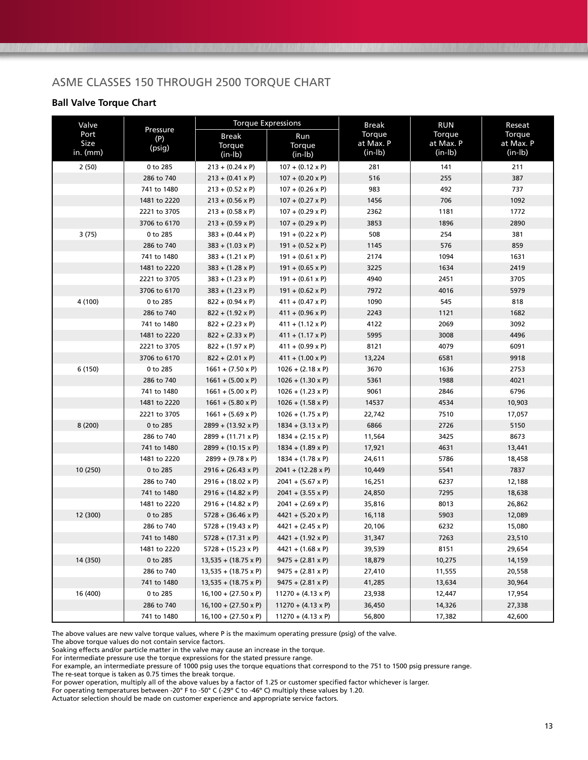## ASME CLASSES 150 THROUGH 2500 TORQUE CHART

### Ball Valve Torque Chart

| Valve Port Size in. (mm) | Pressure (P) (psig) | Torque Expressions | | Break Torque at Max. P (in-lb) | RUN Torque at Max. P (in-lb) | Reseat Torque at Max. P (in-lb) |
|---|---|---|---|---|---|---|
| | | Break Torque (in-lb) | Run Torque (in-lb) | | | |
| 2 (50) | 0 to 285 | 213 + (0.24 x P) | 107 + (0.12 x P) | 281 | 141 | 211 |
| | 286 to 740 | 213 + (0.41 x P) | 107 + (0.20 x P) | 516 | 255 | 387 |
| | 741 to 1480 | 213 + (0.52 x P) | 107 + (0.26 x P) | 983 | 492 | 737 |
| | 1481 to 2220 | 213 + (0.56 x P) | 107 + (0.27 x P) | 1456 | 706 | 1092 |
| | 2221 to 3705 | 213 + (0.58 x P) | 107 + (0.29 x P) | 2362 | 1181 | 1772 |
| | 3706 to 6170 | 213 + (0.59 x P) | 107 + (0.29 x P) | 3853 | 1896 | 2890 |
| 3 (75) | 0 to 285 | 383 + (0.44 x P) | 191 + (0.22 x P) | 508 | 254 | 381 |
| | 286 to 740 | 383 + (1.03 x P) | 191 + (0.52 x P) | 1145 | 576 | 859 |
| | 741 to 1480 | 383 + (1.21 x P) | 191 + (0.61 x P) | 2174 | 1094 | 1631 |
| | 1481 to 2220 | 383 + (1.28 x P) | 191 + (0.65 x P) | 3225 | 1634 | 2419 |
| | 2221 to 3705 | 383 + (1.23 x P) | 191 + (0.61 x P) | 4940 | 2451 | 3705 |
| | 3706 to 6170 | 383 + (1.23 x P) | 191 + (0.62 x P) | 7972 | 4016 | 5979 |
| 4 (100) | 0 to 285 | 822 + (0.94 x P) | 411 + (0.47 x P) | 1090 | 545 | 818 |
| | 286 to 740 | 822 + (1.92 x P) | 411 + (0.96 x P) | 2243 | 1121 | 1682 |
| | 741 to 1480 | 822 + (2.23 x P) | 411 + (1.12 x P) | 4122 | 2069 | 3092 |
| | 1481 to 2220 | 822 + (2.33 x P) | 411 + (1.17 x P) | 5995 | 3008 | 4496 |
| | 2221 to 3705 | 822 + (1.97 x P) | 411 + (0.99 x P) | 8121 | 4079 | 6091 |
| | 3706 to 6170 | 822 + (2.01 x P) | 411 + (1.00 x P) | 13,224 | 6581 | 9918 |
| 6 (150) | 0 to 285 | 1661 + (7.50 x P) | 1026 + (2.18 x P) | 3670 | 1636 | 2753 |
| | 286 to 740 | 1661 + (5.00 x P) | 1026 + (1.30 x P) | 5361 | 1988 | 4021 |
| | 741 to 1480 | 1661 + (5.00 x P) | 1026 + (1.23 x P) | 9061 | 2846 | 6796 |
| | 1481 to 2220 | 1661 + (5.80 x P) | 1026 + (1.58 x P) | 14537 | 4534 | 10,903 |
| | 2221 to 3705 | 1661 + (5.69 x P) | 1026 + (1.75 x P) | 22,742 | 7510 | 17,057 |
| 8 (200) | 0 to 285 | 2899 + (13.92 x P) | 1834 + (3.13 x P) | 6866 | 2726 | 5150 |
| | 286 to 740 | 2899 + (11.71 x P) | 1834 + (2.15 x P) | 11,564 | 3425 | 8673 |
| | 741 to 1480 | 2899 + (10.15 x P) | 1834 + (1.89 x P) | 17,921 | 4631 | 13,441 |
| | 1481 to 2220 | 2899 + (9.78 x P) | 1834 + (1.78 x P) | 24,611 | 5786 | 18,458 |
| 10 (250) | 0 to 285 | 2916 + (26.43 x P) | 2041 + (12.28 x P) | 10,449 | 5541 | 7837 |
| | 286 to 740 | 2916 + (18.02 x P) | 2041 + (5.67 x P) | 16,251 | 6237 | 12,188 |
| | 741 to 1480 | 2916 + (14.82 x P) | 2041 + (3.55 x P) | 24,850 | 7295 | 18,638 |
| | 1481 to 2220 | 2916 + (14.82 x P) | 2041 + (2.69 x P) | 35,816 | 8013 | 26,862 |
| 12 (300) | 0 to 285 | 5728 + (36.46 x P) | 4421 + (5.20 x P) | 16,118 | 5903 | 12,089 |
| | 286 to 740 | 5728 + (19.43 x P) | 4421 + (2.45 x P) | 20,106 | 6232 | 15,080 |
| | 741 to 1480 | 5728 + (17.31 x P) | 4421 + (1.92 x P) | 31,347 | 7263 | 23,510 |
| | 1481 to 2220 | 5728 + (15.23 x P) | 4421 + (1.68 x P) | 39,539 | 8151 | 29,654 |
| 14 (350) | 0 to 285 | 13,535 + (18.75 x P) | 9475 + (2.81 x P) | 18,879 | 10,275 | 14,159 |
| | 286 to 740 | 13,535 + (18.75 x P) | 9475 + (2.81 x P) | 27,410 | 11,555 | 20,558 |
| | 741 to 1480 | 13,535 + (18.75 x P) | 9475 + (2.81 x P) | 41,285 | 13,634 | 30,964 |
| 16 (400) | 0 to 285 | 16,100 + (27.50 x P) | 11270 + (4.13 x P) | 23,938 | 12,447 | 17,954 |
| | 286 to 740 | 16,100 + (27.50 x P) | 11270 + (4.13 x P) | 36,450 | 14,326 | 27,338 |
| | 741 to 1480 | 16,100 + (27.50 x P) | 11270 + (4.13 x P) | 56,800 | 17,382 | 42,600 |

The above values are new valve torque values, where P is the maximum operating pressure (psig) of the valve.
The above torque values do not contain service factors.
Soaking effects and/or particle matter in the valve may cause an increase in the torque.
For intermediate pressure use the torque expressions for the stated pressure range.
For example, an intermediate pressure of 1000 psig uses the torque equations that correspond to the 751 to 1500 psig pressure range.
The re-seat torque is taken as 0.75 times the break torque.
For power operation, multiply all of the above values by a factor of 1.25 or customer specified factor whichever is larger.
For operating temperatures between -20° F to -50° C (-29° C to -46° C) multiply these values by 1.20.
Actuator selection should be made on customer experience and appropriate service factors.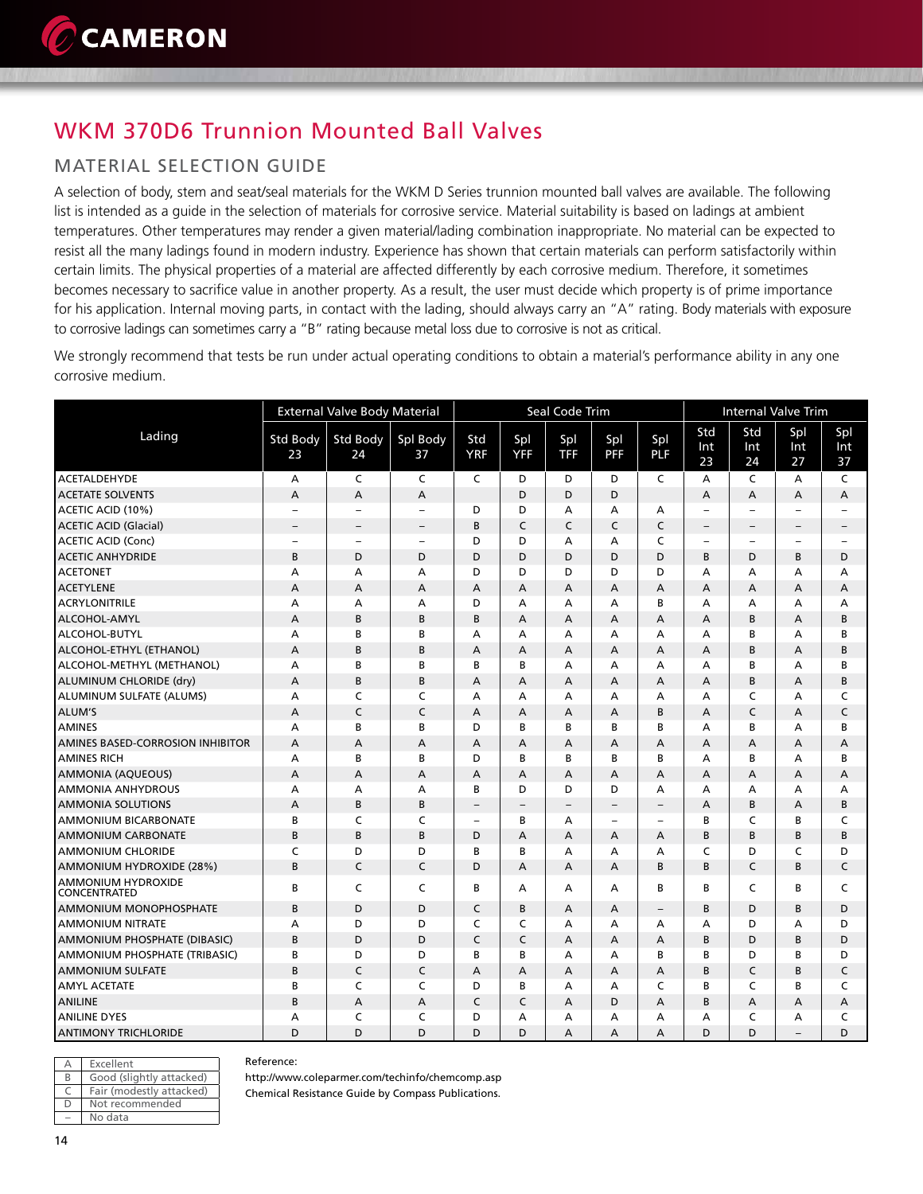# WKM 370D6 Trunnion Mounted Ball Valves

## MATERIAL SELECTION GUIDE

A selection of body, stem and seat/seal materials for the WKM D Series trunnion mounted ball valves are available. The following list is intended as a guide in the selection of materials for corrosive service. Material suitability is based on ladings at ambient temperatures. Other temperatures may render a given material/lading combination inappropriate. No material can be expected to resist all the many ladings found in modern industry. Experience has shown that certain materials can perform satisfactorily within certain limits. The physical properties of a material are affected differently by each corrosive medium. Therefore, it sometimes becomes necessary to sacrifice value in another property. As a result, the user must decide which property is of prime importance for his application. Internal moving parts, in contact with the lading, should always carry an "A" rating. Body materials with exposure to corrosive ladings can sometimes carry a "B" rating because metal loss due to corrosive is not as critical.

We strongly recommend that tests be run under actual operating conditions to obtain a material's performance ability in any one corrosive medium.

| Lading | External Valve Body Material | | | Seal Code Trim | | | | | Internal Valve Trim | | | |
|---|---|---|---|---|---|---|---|---|---|---|---|---|
| | Std Body 23 | Std Body 24 | Spl Body 37 | Std YRF | Spl YFF | Spl TFF | Spl PFF | Spl PLF | Std Int 23 | Std Int 24 | Spl Int 27 | Spl Int 37 |
| ACETALDEHYDE | A | C | C | C | D | D | D | C | A | C | A | C |
| ACETATE SOLVENTS | A | A | A | | D | D | D | | A | A | A | A |
| ACETIC ACID (10%) | – | – | – | D | D | A | A | A | – | – | – | – |
| ACETIC ACID (Glacial) | – | – | – | B | C | C | C | C | – | – | – | – |
| ACETIC ACID (Conc) | – | – | – | D | D | A | A | C | – | – | – | – |
| ACETIC ANHYDRIDE | B | D | D | D | D | D | D | D | B | D | B | D |
| ACETONET | A | A | A | D | D | D | D | D | A | A | A | A |
| ACETYLENE | A | A | A | A | A | A | A | A | A | A | A | A |
| ACRYLONITRILE | A | A | A | D | A | A | A | B | A | A | A | A |
| ALCOHOL-AMYL | A | B | B | B | A | A | A | A | A | B | A | B |
| ALCOHOL-BUTYL | A | B | B | A | A | A | A | A | A | B | A | B |
| ALCOHOL-ETHYL (ETHANOL) | A | B | B | A | A | A | A | A | A | B | A | B |
| ALCOHOL-METHYL (METHANOL) | A | B | B | B | B | A | A | A | A | B | A | B |
| ALUMINUM CHLORIDE (dry) | A | B | B | A | A | A | A | A | A | B | A | B |
| ALUMINUM SULFATE (ALUMS) | A | C | C | A | A | A | A | A | A | C | A | C |
| ALUM'S | A | C | C | A | A | A | A | B | A | C | A | C |
| AMINES | A | B | B | D | B | B | B | B | A | B | A | B |
| AMINES BASED-CORROSION INHIBITOR | A | A | A | A | A | A | A | A | A | A | A | A |
| AMINES RICH | A | B | B | D | B | B | B | B | A | B | A | B |
| AMMONIA (AQUEOUS) | A | A | A | A | A | A | A | A | A | A | A | A |
| AMMONIA ANHYDROUS | A | A | A | B | D | D | D | A | A | A | A | A |
| AMMONIA SOLUTIONS | A | B | B | – | – | – | – | – | A | B | A | B |
| AMMONIUM BICARBONATE | B | C | C | – | B | A | – | – | B | C | B | C |
| AMMONIUM CARBONATE | B | B | B | D | A | A | A | A | B | B | B | B |
| AMMONIUM CHLORIDE | C | D | D | B | B | A | A | A | C | D | C | D |
| AMMONIUM HYDROXIDE (28%) | B | C | C | D | A | A | A | B | B | C | B | C |
| AMMONIUM HYDROXIDE CONCENTRATED | B | C | C | B | A | A | A | B | B | C | B | C |
| AMMONIUM MONOPHOSPHATE | B | D | D | C | B | A | A | – | B | D | B | D |
| AMMONIUM NITRATE | A | D | D | C | C | A | A | A | A | D | A | D |
| AMMONIUM PHOSPHATE (DIBASIC) | B | D | D | C | C | A | A | A | B | D | B | D |
| AMMONIUM PHOSPHATE (TRIBASIC) | B | D | D | B | B | A | A | B | B | D | B | D |
| AMMONIUM SULFATE | B | C | C | A | A | A | A | A | B | C | B | C |
| AMYL ACETATE | B | C | C | D | B | A | A | C | B | C | B | C |
| ANILINE | B | A | A | C | C | A | D | A | B | A | A | A |
| ANILINE DYES | A | C | C | D | A | A | A | A | A | C | A | C |
| ANTIMONY TRICHLORIDE | D | D | D | D | D | A | A | A | D | D | – | D |

| | |
|---|---|
| A | Excellent |
| B | Good (slightly attacked) |
| C | Fair (modestly attacked) |
| D | Not recommended |
| – | No data |

Reference:
http://www.coleparmer.com/techinfo/chemcomp.asp
Chemical Resistance Guide by Compass Publications.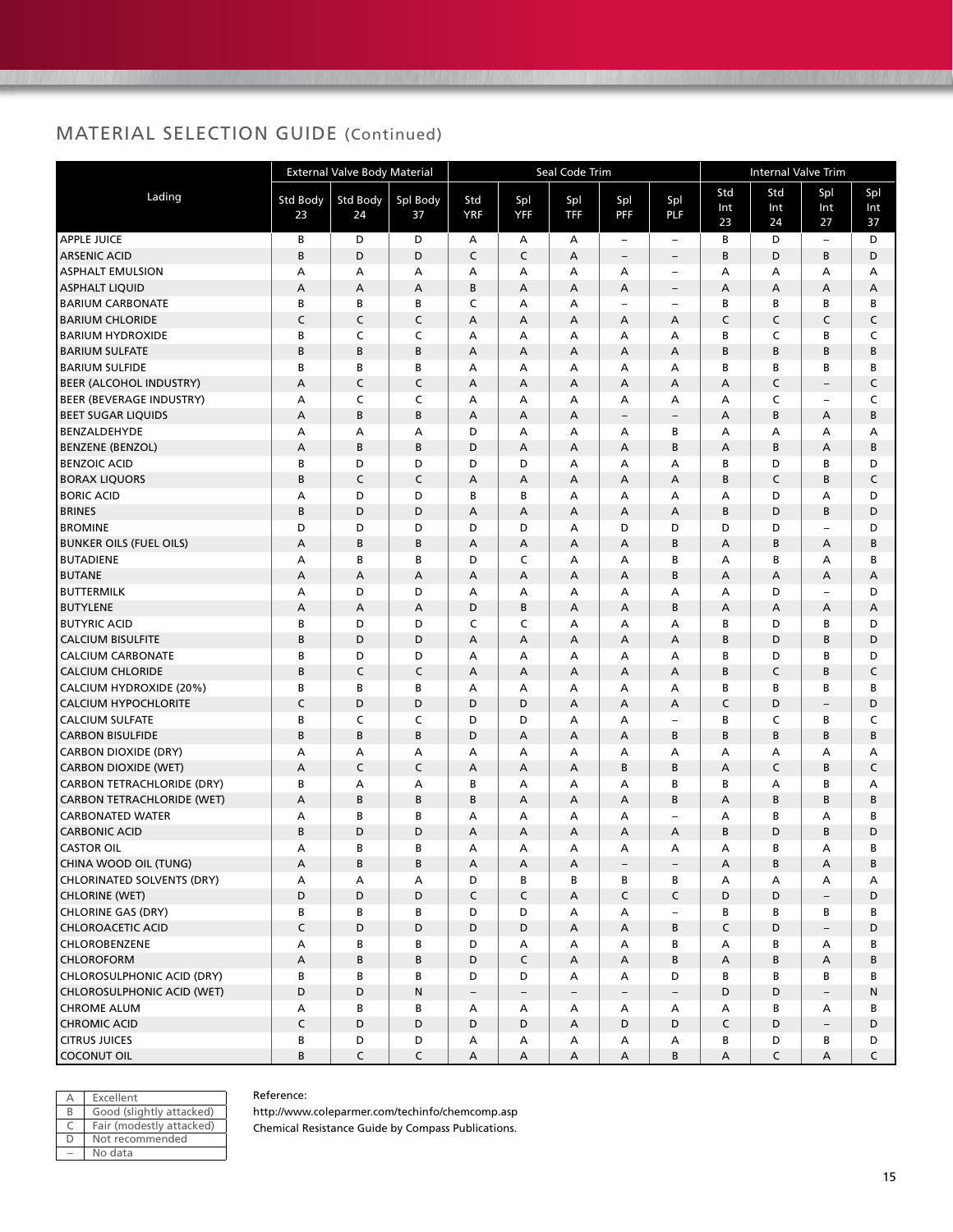## MATERIAL SELECTION GUIDE (Continued)

| Lading | External Valve Body Material | | | Seal Code Trim | | | | | Internal Valve Trim | | | |
|---|---|---|---|---|---|---|---|---|---|---|---|---|
| | Std Body 23 | Std Body 24 | Spl Body 37 | Std YRF | Spl YFF | Spl TFF | Spl PFF | Spl PLF | Std Int 23 | Std Int 24 | Spl Int 27 | Spl Int 37 |
| APPLE JUICE | B | D | D | A | A | A | – | – | B | D | – | D |
| ARSENIC ACID | B | D | D | C | C | A | – | – | B | D | B | D |
| ASPHALT EMULSION | A | A | A | A | A | A | A | – | A | A | A | A |
| ASPHALT LIQUID | A | A | A | B | A | A | A | – | A | A | A | A |
| BARIUM CARBONATE | B | B | B | C | A | A | – | – | B | B | B | B |
| BARIUM CHLORIDE | C | C | C | A | A | A | A | A | C | C | C | C |
| BARIUM HYDROXIDE | B | C | C | A | A | A | A | A | B | C | B | C |
| BARIUM SULFATE | B | B | B | A | A | A | A | A | B | B | B | B |
| BARIUM SULFIDE | B | B | B | A | A | A | A | A | B | B | B | B |
| BEER (ALCOHOL INDUSTRY) | A | C | C | A | A | A | A | A | A | C | – | C |
| BEER (BEVERAGE INDUSTRY) | A | C | C | A | A | A | A | A | A | C | – | C |
| BEET SUGAR LIQUIDS | A | B | B | A | A | A | – | – | A | B | A | B |
| BENZALDEHYDE | A | A | A | D | A | A | A | B | A | A | A | A |
| BENZENE (BENZOL) | A | B | B | D | A | A | A | B | A | B | A | B |
| BENZOIC ACID | B | D | D | D | D | A | A | A | B | D | B | D |
| BORAX LIQUORS | B | C | C | A | A | A | A | A | B | C | B | C |
| BORIC ACID | A | D | D | B | B | A | A | A | A | D | A | D |
| BRINES | B | D | D | A | A | A | A | A | B | D | B | D |
| BROMINE | D | D | D | D | D | A | D | D | D | D | – | D |
| BUNKER OILS (FUEL OILS) | A | B | B | A | A | A | A | B | A | B | A | B |
| BUTADIENE | A | B | B | D | C | A | A | B | A | B | A | B |
| BUTANE | A | A | A | A | A | A | A | B | A | A | A | A |
| BUTTERMILK | A | D | D | A | A | A | A | A | A | D | – | D |
| BUTYLENE | A | A | A | D | B | A | A | B | A | A | A | A |
| BUTYRIC ACID | B | D | D | C | C | A | A | A | B | D | B | D |
| CALCIUM BISULFITE | B | D | D | A | A | A | A | A | B | D | B | D |
| CALCIUM CARBONATE | B | D | D | A | A | A | A | A | B | D | B | D |
| CALCIUM CHLORIDE | B | C | C | A | A | A | A | A | B | C | B | C |
| CALCIUM HYDROXIDE (20%) | B | B | B | A | A | A | A | A | B | B | B | B |
| CALCIUM HYPOCHLORITE | C | D | D | D | D | A | A | A | C | D | – | D |
| CALCIUM SULFATE | B | C | C | D | D | A | A | – | B | C | B | C |
| CARBON BISULFIDE | B | B | B | D | A | A | A | B | B | B | B | B |
| CARBON DIOXIDE (DRY) | A | A | A | A | A | A | A | A | A | A | A | A |
| CARBON DIOXIDE (WET) | A | C | C | A | A | A | B | B | A | C | B | C |
| CARBON TETRACHLORIDE (DRY) | B | A | A | B | A | A | A | B | B | A | B | A |
| CARBON TETRACHLORIDE (WET) | A | B | B | B | A | A | A | B | A | B | B | B |
| CARBONATED WATER | A | B | B | A | A | A | A | – | A | B | A | B |
| CARBONIC ACID | B | D | D | A | A | A | A | A | B | D | B | D |
| CASTOR OIL | A | B | B | A | A | A | A | A | A | B | A | B |
| CHINA WOOD OIL (TUNG) | A | B | B | A | A | A | – | – | A | B | A | B |
| CHLORINATED SOLVENTS (DRY) | A | A | A | D | B | B | B | B | A | A | A | A |
| CHLORINE (WET) | D | D | D | C | C | A | C | C | D | D | – | D |
| CHLORINE GAS (DRY) | B | B | B | D | D | A | A | – | B | B | B | B |
| CHLOROACETIC ACID | C | D | D | D | D | A | A | B | C | D | – | D |
| CHLOROBENZENE | A | B | B | D | A | A | A | B | A | B | A | B |
| CHLOROFORM | A | B | B | D | C | A | A | B | A | B | A | B |
| CHLOROSULPHONIC ACID (DRY) | B | B | B | D | D | A | A | D | B | B | B | B |
| CHLOROSULPHONIC ACID (WET) | D | D | N | – | – | – | – | – | D | D | – | N |
| CHROME ALUM | A | B | B | A | A | A | A | A | A | B | A | B |
| CHROMIC ACID | C | D | D | D | D | A | D | D | C | D | – | D |
| CITRUS JUICES | B | D | D | A | A | A | A | A | B | D | B | D |
| COCONUT OIL | B | C | C | A | A | A | A | B | A | C | A | C |

| | |
|---|---|
| A | Excellent |
| B | Good (slightly attacked) |
| C | Fair (modestly attacked) |
| D | Not recommended |
| – | No data |

Reference:
http://www.coleparmer.com/techinfo/chemcomp.asp
Chemical Resistance Guide by Compass Publications.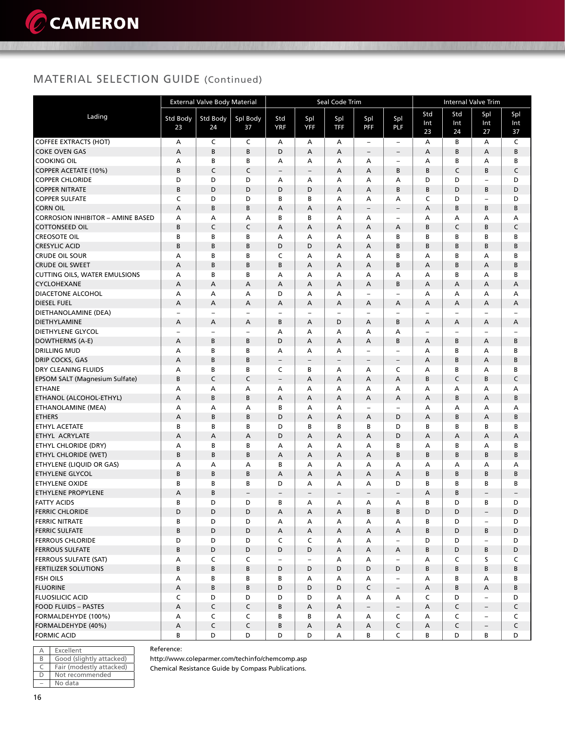## MATERIAL SELECTION GUIDE (Continued)

| Lading | External Valve Body Material | | | Seal Code Trim | | | | | Internal Valve Trim | | | |
|---|---|---|---|---|---|---|---|---|---|---|---|---|
| | Std Body 23 | Std Body 24 | Spl Body 37 | Std YRF | Spl YFF | Spl TFF | Spl PFF | Spl PLF | Std Int 23 | Std Int 24 | Spl Int 27 | Spl Int 37 |
| COFFEE EXTRACTS (HOT) | A | C | C | A | A | A | – | – | A | B | A | C |
| COKE OVEN GAS | A | B | B | D | A | A | – | – | A | B | A | B |
| COOKING OIL | A | B | B | A | A | A | A | – | A | B | A | B |
| COPPER ACETATE (10%) | B | C | C | – | – | A | A | B | B | C | B | C |
| COPPER CHLORIDE | D | D | D | A | A | A | A | A | D | D | – | D |
| COPPER NITRATE | B | D | D | D | D | A | A | B | B | D | B | D |
| COPPER SULFATE | C | D | D | B | B | A | A | A | C | D | – | D |
| CORN OIL | A | B | B | A | A | A | – | – | A | B | B | B |
| CORROSION INHIBITOR – AMINE BASED | A | A | A | B | B | A | A | – | A | A | A | A |
| COTTONSEED OIL | B | C | C | A | A | A | A | A | B | C | B | C |
| CREOSOTE OIL | B | B | B | A | A | A | A | B | B | B | B | B |
| CRESYLIC ACID | B | B | B | D | D | A | A | B | B | B | B | B |
| CRUDE OIL SOUR | A | B | B | C | A | A | A | B | A | B | A | B |
| CRUDE OIL SWEET | A | B | B | B | A | A | A | B | A | B | A | B |
| CUTTING OILS, WATER EMULSIONS | A | B | B | A | A | A | A | A | A | B | A | B |
| CYCLOHEXANE | A | A | A | A | A | A | A | B | A | A | A | A |
| DIACETONE ALCOHOL | A | A | A | D | A | A | – | – | A | A | A | A |
| DIESEL FUEL | A | A | A | A | A | A | A | A | A | A | A | A |
| DIETHANOLAMINE (DEA) | – | – | – | – | – | – | – | – | – | – | – | – |
| DIETHYLAMINE | A | A | A | B | A | D | A | B | A | A | A | A |
| DIETHYLENE GLYCOL | – | – | – | A | A | A | A | A | – | – | – | – |
| DOWTHERMS (A-E) | A | B | B | D | A | A | A | B | A | B | A | B |
| DRILLING MUD | A | B | B | A | A | A | – | – | A | B | A | B |
| DRIP COCKS, GAS | A | B | B | – | – | – | – | – | A | B | A | B |
| DRY CLEANING FLUIDS | A | B | B | C | B | A | A | C | A | B | A | B |
| EPSOM SALT (Magnesium Sulfate) | B | C | C | – | A | A | A | A | B | C | B | C |
| ETHANE | A | A | A | A | A | A | A | A | A | A | A | A |
| ETHANOL (ALCOHOL-ETHYL) | A | B | B | A | A | A | A | A | A | B | A | B |
| ETHANOLAMINE (MEA) | A | A | A | B | A | A | – | – | A | A | A | A |
| ETHERS | A | B | B | D | A | A | A | D | A | B | A | B |
| ETHYL ACETATE | B | B | B | D | B | B | B | D | B | B | B | B |
| ETHYL ACRYLATE | A | A | A | D | A | A | A | D | A | A | A | A |
| ETHYL CHLORIDE (DRY) | A | B | B | A | A | A | A | B | A | B | A | B |
| ETHYL CHLORIDE (WET) | B | B | B | A | A | A | A | B | B | B | B | B |
| ETHYLENE (LIQUID OR GAS) | A | A | A | B | A | A | A | A | A | A | A | A |
| ETHYLENE GLYCOL | B | B | B | A | A | A | A | A | B | B | B | B |
| ETHYLENE OXIDE | B | B | B | D | A | A | A | D | B | B | B | B |
| ETHYLENE PROPYLENE | A | B | – | – | – | – | – | – | A | B | – | – |
| FATTY ACIDS | B | D | D | B | A | A | A | A | B | D | B | D |
| FERRIC CHLORIDE | D | D | D | A | A | A | B | B | D | D | – | D |
| FERRIC NITRATE | B | D | D | A | A | A | A | A | B | D | – | D |
| FERRIC SULFATE | B | D | D | A | A | A | A | A | B | D | B | D |
| FERROUS CHLORIDE | D | D | D | C | C | A | A | – | D | D | – | D |
| FERROUS SULFATE | B | D | D | D | D | A | A | A | B | D | B | D |
| FERROUS SULFATE (SAT) | A | C | C | – | – | A | A | – | A | C | S | C |
| FERTILIZER SOLUTIONS | B | B | B | D | D | D | D | D | B | B | B | B |
| FISH OILS | A | B | B | B | A | A | A | – | A | B | A | B |
| FLUORINE | A | B | B | D | D | D | C | – | A | B | A | B |
| FLUOSILICIC ACID | C | D | D | D | D | A | A | A | C | D | – | D |
| FOOD FLUIDS – PASTES | A | C | C | B | A | A | – | – | A | C | – | C |
| FORMALDEHYDE (100%) | A | C | C | B | B | A | A | C | A | C | – | C |
| FORMALDEHYDE (40%) | A | C | C | B | A | A | A | C | A | C | – | C |
| FORMIC ACID | B | D | D | D | D | A | B | C | B | D | B | D |

| | |
|---|---|
| A | Excellent |
| B | Good (slightly attacked) |
| C | Fair (modestly attacked) |
| D | Not recommended |
| – | No data |

Reference:
http://www.coleparmer.com/techinfo/chemcomp.asp
Chemical Resistance Guide by Compass Publications.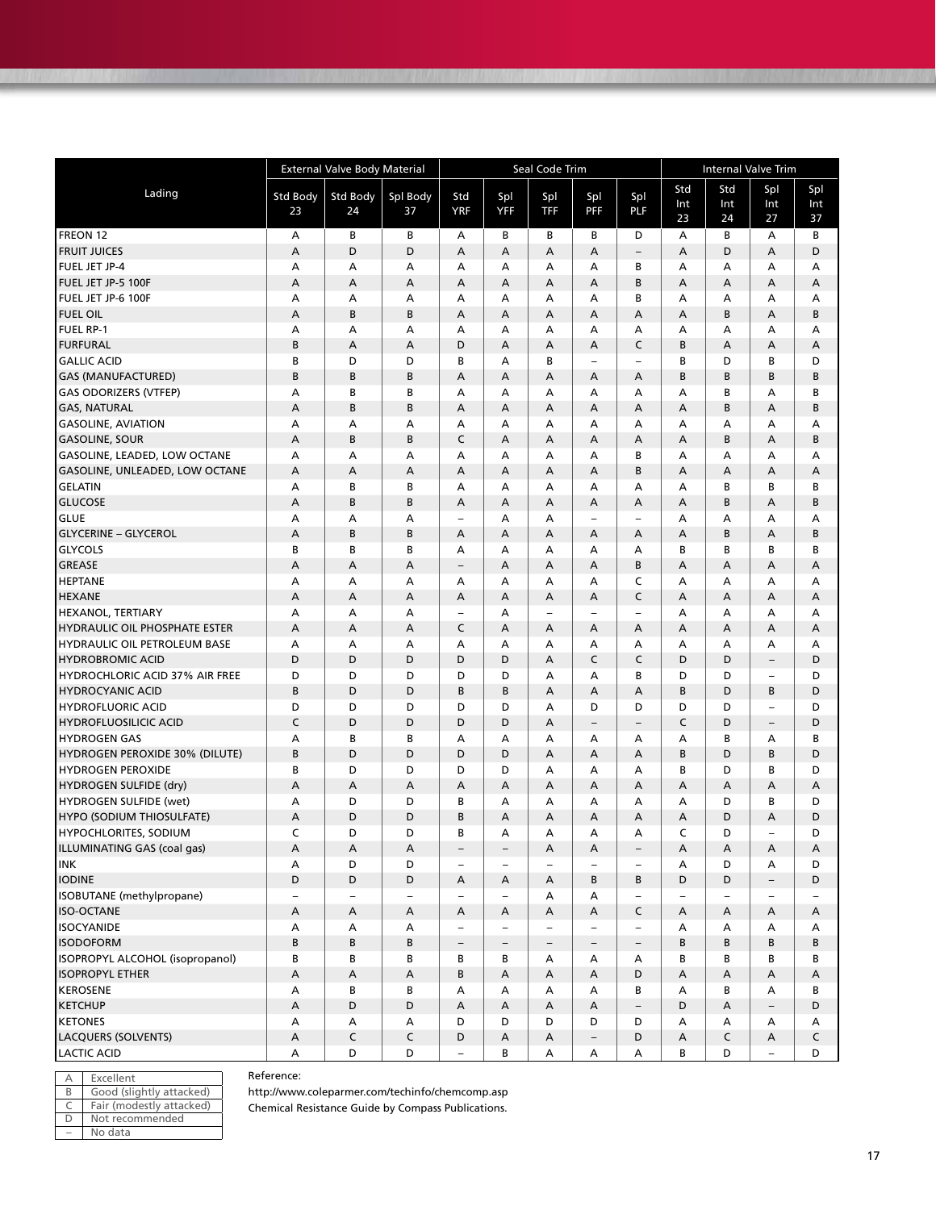| Lading | External Valve Body Material | | | Seal Code Trim | | | | | Internal Valve Trim | | | |
|---|---|---|---|---|---|---|---|---|---|---|---|---|
| | Std Body 23 | Std Body 24 | Spl Body 37 | Std YRF | Spl YFF | Spl TFF | Spl PFF | Spl PLF | Std Int 23 | Std Int 24 | Spl Int 27 | Spl Int 37 |
| FREON 12 | A | B | B | A | B | B | B | D | A | B | A | B |
| FRUIT JUICES | A | D | D | A | A | A | A | – | A | D | A | D |
| FUEL JET JP-4 | A | A | A | A | A | A | A | B | A | A | A | A |
| FUEL JET JP-5 100F | A | A | A | A | A | A | A | B | A | A | A | A |
| FUEL JET JP-6 100F | A | A | A | A | A | A | A | B | A | A | A | A |
| FUEL OIL | A | B | B | A | A | A | A | A | A | B | A | B |
| FUEL RP-1 | A | A | A | A | A | A | A | A | A | A | A | A |
| FURFURAL | B | A | A | D | A | A | A | C | B | A | A | A |
| GALLIC ACID | B | D | D | B | A | B | – | – | B | D | B | D |
| GAS (MANUFACTURED) | B | B | B | A | A | A | A | A | B | B | B | B |
| GAS ODORIZERS (VTFEP) | A | B | B | A | A | A | A | A | A | B | A | B |
| GAS, NATURAL | A | B | B | A | A | A | A | A | A | B | A | B |
| GASOLINE, AVIATION | A | A | A | A | A | A | A | A | A | A | A | A |
| GASOLINE, SOUR | A | B | B | C | A | A | A | A | A | B | A | B |
| GASOLINE, LEADED, LOW OCTANE | A | A | A | A | A | A | A | B | A | A | A | A |
| GASOLINE, UNLEADED, LOW OCTANE | A | A | A | A | A | A | A | B | A | A | A | A |
| GELATIN | A | B | B | A | A | A | A | A | A | B | B | B |
| GLUCOSE | A | B | B | A | A | A | A | A | A | B | A | B |
| GLUE | A | A | A | – | A | A | – | – | A | A | A | A |
| GLYCERINE – GLYCEROL | A | B | B | A | A | A | A | A | A | B | A | B |
| GLYCOLS | B | B | B | A | A | A | A | A | B | B | B | B |
| GREASE | A | A | A | – | A | A | A | B | A | A | A | A |
| HEPTANE | A | A | A | A | A | A | A | C | A | A | A | A |
| HEXANE | A | A | A | A | A | A | A | C | A | A | A | A |
| HEXANOL, TERTIARY | A | A | A | – | A | – | – | – | A | A | A | A |
| HYDRAULIC OIL PHOSPHATE ESTER | A | A | A | C | A | A | A | A | A | A | A | A |
| HYDRAULIC OIL PETROLEUM BASE | A | A | A | A | A | A | A | A | A | A | A | A |
| HYDROBROMIC ACID | D | D | D | D | D | A | C | C | D | D | – | D |
| HYDROCHLORIC ACID 37% AIR FREE | D | D | D | D | D | A | A | B | D | D | – | D |
| HYDROCYANIC ACID | B | D | D | B | B | A | A | A | B | D | B | D |
| HYDROFLUORIC ACID | D | D | D | D | D | A | D | D | D | D | – | D |
| HYDROFLUOSILICIC ACID | C | D | D | D | D | A | – | – | C | D | – | D |
| HYDROGEN GAS | A | B | B | A | A | A | A | A | A | B | A | B |
| HYDROGEN PEROXIDE 30% (DILUTE) | B | D | D | D | D | A | A | A | B | D | B | D |
| HYDROGEN PEROXIDE | B | D | D | D | D | A | A | A | B | D | B | D |
| HYDROGEN SULFIDE (dry) | A | A | A | A | A | A | A | A | A | A | A | A |
| HYDROGEN SULFIDE (wet) | A | D | D | B | A | A | A | A | A | D | B | D |
| HYPO (SODIUM THIOSULFATE) | A | D | D | B | A | A | A | A | A | D | A | D |
| HYPOCHLORITES, SODIUM | C | D | D | B | A | A | A | A | C | D | – | D |
| ILLUMINATING GAS (coal gas) | A | A | A | – | – | A | A | – | A | A | A | A |
| INK | A | D | D | – | – | – | – | – | A | D | A | D |
| IODINE | D | D | D | A | A | A | B | B | D | D | – | D |
| ISOBUTANE (methylpropane) | – | – | – | – | – | A | A | – | – | – | – | – |
| ISO-OCTANE | A | A | A | A | A | A | A | C | A | A | A | A |
| ISOCYANIDE | A | A | A | – | – | – | – | – | A | A | A | A |
| ISODOFORM | B | B | B | – | – | – | – | – | B | B | B | B |
| ISOPROPYL ALCOHOL (isopropanol) | B | B | B | B | B | A | A | A | B | B | B | B |
| ISOPROPYL ETHER | A | A | A | B | A | A | A | D | A | A | A | A |
| KEROSENE | A | B | B | A | A | A | A | B | A | B | A | B |
| KETCHUP | A | D | D | A | A | A | A | – | D | A | – | D |
| KETONES | A | A | A | D | D | D | D | D | A | A | A | A |
| LACQUERS (SOLVENTS) | A | C | C | D | A | A | – | D | A | C | A | C |
| LACTIC ACID | A | D | D | – | B | A | A | A | B | D | – | D |

| | |
|---|---|
| A | Excellent |
| B | Good (slightly attacked) |
| C | Fair (modestly attacked) |
| D | Not recommended |
| – | No data |

Reference:
http://www.coleparmer.com/techinfo/chemcomp.asp
Chemical Resistance Guide by Compass Publications.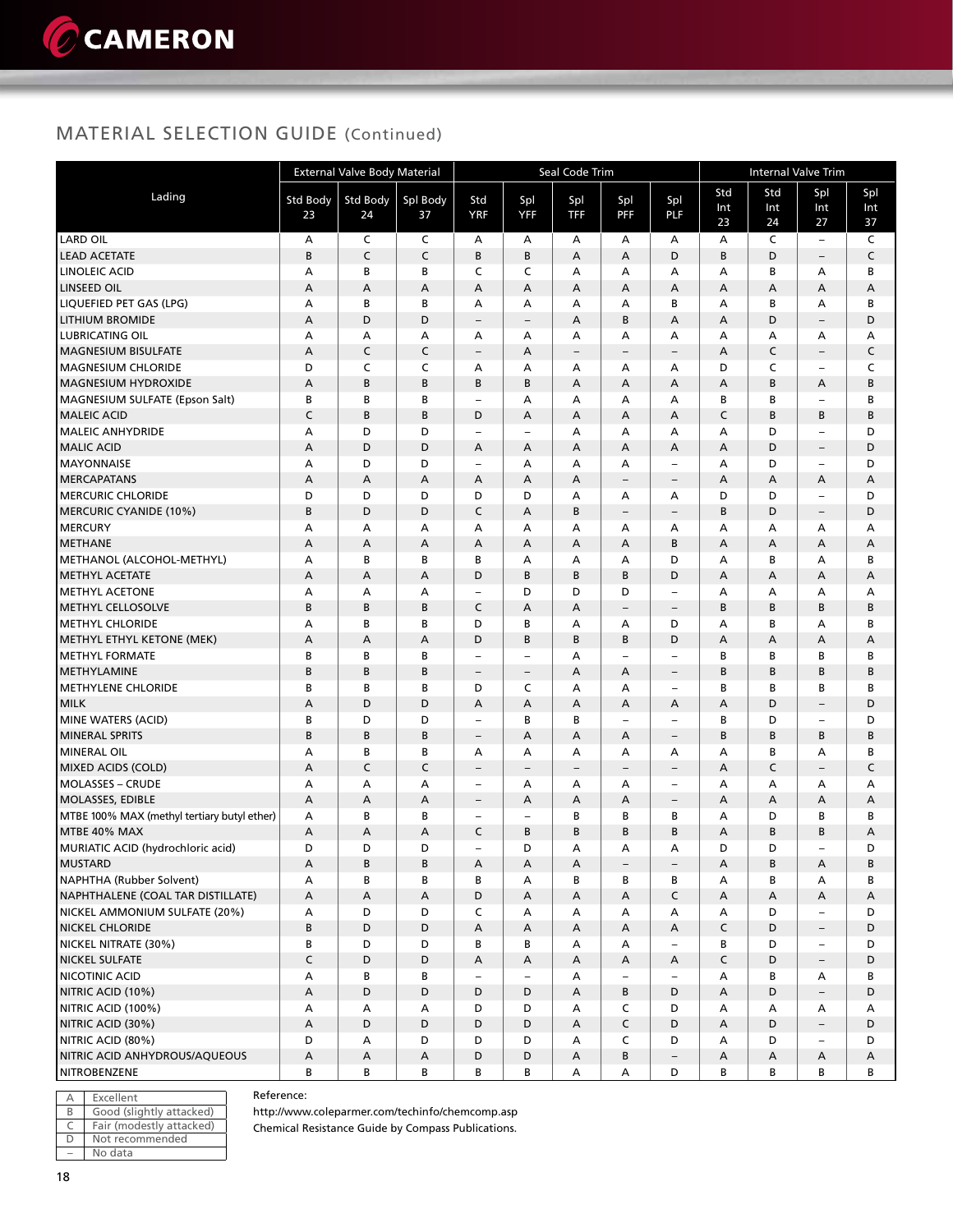## MATERIAL SELECTION GUIDE (Continued)

| Lading | External Valve Body Material | | | Seal Code Trim | | | | | Internal Valve Trim | | | |
|---|---|---|---|---|---|---|---|---|---|---|---|---|
| | Std Body 23 | Std Body 24 | Spl Body 37 | Std YRF | Spl YFF | Spl TFF | Spl PFF | Spl PLF | Std Int 23 | Std Int 24 | Spl Int 27 | Spl Int 37 |
| LARD OIL | A | C | C | A | A | A | A | A | A | C | – | C |
| LEAD ACETATE | B | C | C | B | B | A | A | D | B | D | – | C |
| LINOLEIC ACID | A | B | B | C | C | A | A | A | A | B | A | B |
| LINSEED OIL | A | A | A | A | A | A | A | A | A | A | A | A |
| LIQUEFIED PET GAS (LPG) | A | B | B | A | A | A | A | B | A | B | A | B |
| LITHIUM BROMIDE | A | D | D | – | – | A | B | A | A | D | – | D |
| LUBRICATING OIL | A | A | A | A | A | A | A | A | A | A | A | A |
| MAGNESIUM BISULFATE | A | C | C | – | A | – | – | – | A | C | – | C |
| MAGNESIUM CHLORIDE | D | C | C | A | A | A | A | A | D | C | – | C |
| MAGNESIUM HYDROXIDE | A | B | B | B | B | A | A | A | A | B | A | B |
| MAGNESIUM SULFATE (Epson Salt) | B | B | B | – | A | A | A | A | B | B | – | B |
| MALEIC ACID | C | B | B | D | A | A | A | A | C | B | B | B |
| MALEIC ANHYDRIDE | A | D | D | – | – | A | A | A | A | D | – | D |
| MALIC ACID | A | D | D | A | A | A | A | A | A | D | – | D |
| MAYONNAISE | A | D | D | – | A | A | A | – | A | D | – | D |
| MERCAPATANS | A | A | A | A | A | A | – | – | A | A | A | A |
| MERCURIC CHLORIDE | D | D | D | D | D | A | A | A | D | D | – | D |
| MERCURIC CYANIDE (10%) | B | D | D | C | A | B | – | – | B | D | – | D |
| MERCURY | A | A | A | A | A | A | A | A | A | A | A | A |
| METHANE | A | A | A | A | A | A | A | B | A | A | A | A |
| METHANOL (ALCOHOL-METHYL) | A | B | B | B | A | A | A | D | A | B | A | B |
| METHYL ACETATE | A | A | A | D | B | B | B | D | A | A | A | A |
| METHYL ACETONE | A | A | A | – | D | D | D | – | A | A | A | A |
| METHYL CELLOSOLVE | B | B | B | C | A | A | – | – | B | B | B | B |
| METHYL CHLORIDE | A | B | B | D | B | A | A | D | A | B | A | B |
| METHYL ETHYL KETONE (MEK) | A | A | A | D | B | B | B | D | A | A | A | A |
| METHYL FORMATE | B | B | B | – | – | A | – | – | B | B | B | B |
| METHYLAMINE | B | B | B | – | – | A | A | – | B | B | B | B |
| METHYLENE CHLORIDE | B | B | B | D | C | A | A | – | B | B | B | B |
| MILK | A | D | D | A | A | A | A | A | A | D | – | D |
| MINE WATERS (ACID) | B | D | D | – | B | B | – | – | B | D | – | D |
| MINERAL SPRITS | B | B | B | – | A | A | A | – | B | B | B | B |
| MINERAL OIL | A | B | B | A | A | A | A | A | A | B | A | B |
| MIXED ACIDS (COLD) | A | C | C | – | – | – | – | – | A | C | – | C |
| MOLASSES – CRUDE | A | A | A | – | A | A | A | – | A | A | A | A |
| MOLASSES, EDIBLE | A | A | A | – | A | A | A | – | A | A | A | A |
| MTBE 100% MAX (methyl tertiary butyl ether) | A | B | B | – | – | B | B | B | A | D | B | B |
| MTBE 40% MAX | A | A | A | C | B | B | B | B | A | B | B | A |
| MURIATIC ACID (hydrochloric acid) | D | D | D | – | D | A | A | A | D | D | – | D |
| MUSTARD | A | B | B | A | A | A | – | – | A | B | A | B |
| NAPHTHA (Rubber Solvent) | A | B | B | B | A | B | B | B | A | B | A | B |
| NAPHTHALENE (COAL TAR DISTILLATE) | A | A | A | D | A | A | A | C | A | A | A | A |
| NICKEL AMMONIUM SULFATE (20%) | A | D | D | C | A | A | A | A | A | D | – | D |
| NICKEL CHLORIDE | B | D | D | A | A | A | A | A | C | D | – | D |
| NICKEL NITRATE (30%) | B | D | D | B | B | A | A | – | B | D | – | D |
| NICKEL SULFATE | C | D | D | A | A | A | A | A | C | D | – | D |
| NICOTINIC ACID | A | B | B | – | – | A | – | – | A | B | A | B |
| NITRIC ACID (10%) | A | D | D | D | D | A | B | D | A | D | – | D |
| NITRIC ACID (100%) | A | A | A | D | D | A | C | D | A | A | A | A |
| NITRIC ACID (30%) | A | D | D | D | D | A | C | D | A | D | – | D |
| NITRIC ACID (80%) | D | A | D | D | D | A | C | D | A | D | – | D |
| NITRIC ACID ANHYDROUS/AQUEOUS | A | A | A | D | D | A | B | – | A | A | A | A |
| NITROBENZENE | B | B | B | B | B | A | A | D | B | B | B | B |

| | |
|---|---|
| A | Excellent |
| B | Good (slightly attacked) |
| C | Fair (modestly attacked) |
| D | Not recommended |
| – | No data |

Reference:
http://www.coleparmer.com/techinfo/chemcomp.asp
Chemical Resistance Guide by Compass Publications.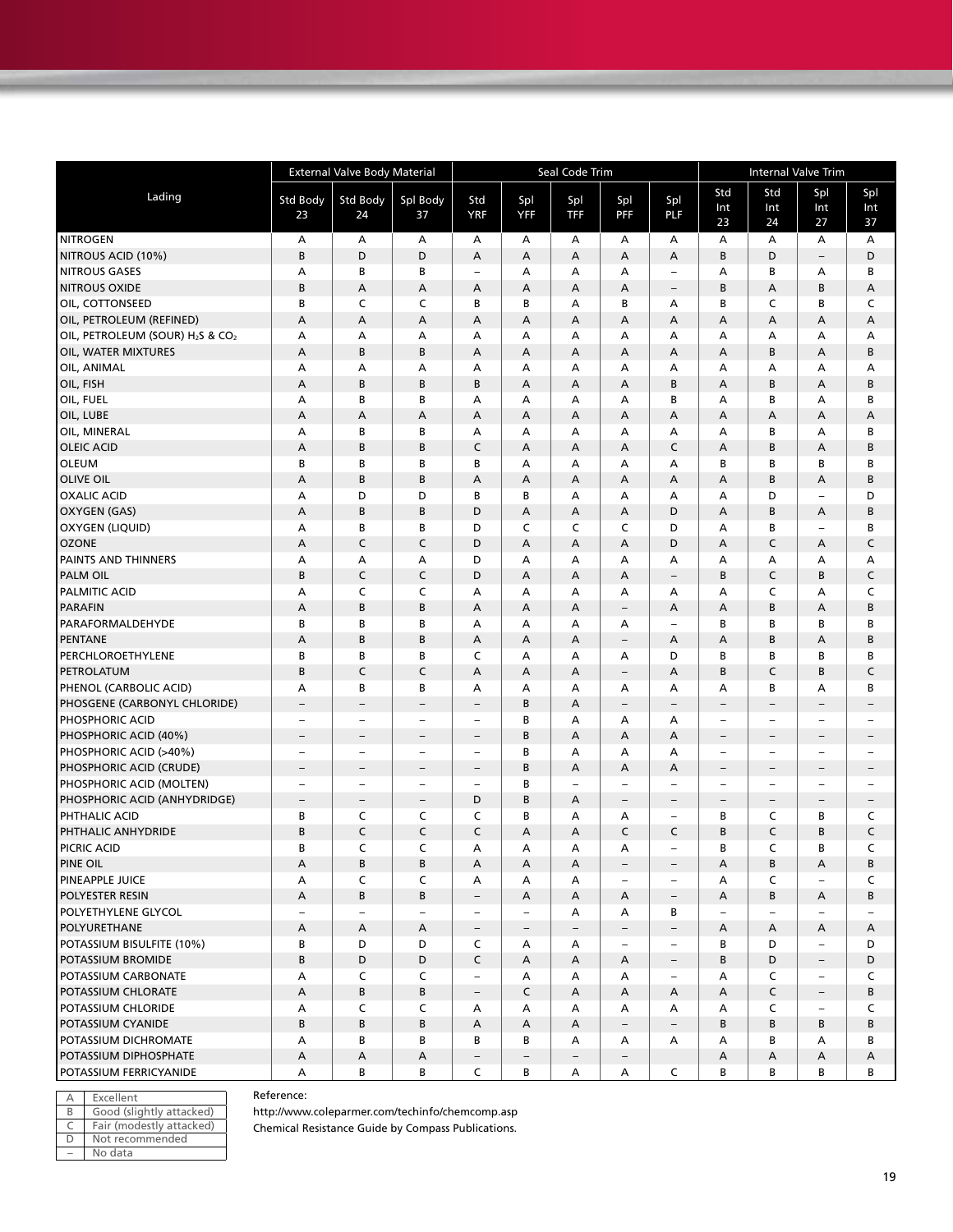| Lading | External Valve Body Material | | | Seal Code Trim | | | | | Internal Valve Trim | | | |
|---|---|---|---|---|---|---|---|---|---|---|---|---|
| | Std Body 23 | Std Body 24 | Spl Body 37 | Std YRF | Spl YFF | Spl TFF | Spl PFF | Spl PLF | Std Int 23 | Std Int 24 | Spl Int 27 | Spl Int 37 |
| NITROGEN | A | A | A | A | A | A | A | A | A | A | A | A |
| NITROUS ACID (10%) | B | D | D | A | A | A | A | A | B | D | – | D |
| NITROUS GASES | A | B | B | – | A | A | A | – | A | B | A | B |
| NITROUS OXIDE | B | A | A | A | A | A | A | – | B | A | B | A |
| OIL, COTTONSEED | B | C | C | B | B | A | B | A | B | C | B | C |
| OIL, PETROLEUM (REFINED) | A | A | A | A | A | A | A | A | A | A | A | A |
| OIL, PETROLEUM (SOUR) $H_2S$ & $CO_2$ | A | A | A | A | A | A | A | A | A | A | A | A |
| OIL, WATER MIXTURES | A | B | B | A | A | A | A | A | A | B | A | B |
| OIL, ANIMAL | A | A | A | A | A | A | A | A | A | A | A | A |
| OIL, FISH | A | B | B | B | A | A | A | B | A | B | A | B |
| OIL, FUEL | A | B | B | A | A | A | A | B | A | B | A | B |
| OIL, LUBE | A | A | A | A | A | A | A | A | A | A | A | A |
| OIL, MINERAL | A | B | B | A | A | A | A | A | A | B | A | B |
| OLEIC ACID | A | B | B | C | A | A | A | C | A | B | A | B |
| OLEUM | B | B | B | B | A | A | A | A | B | B | B | B |
| OLIVE OIL | A | B | B | A | A | A | A | A | A | B | A | B |
| OXALIC ACID | A | D | D | B | B | A | A | A | A | D | – | D |
| OXYGEN (GAS) | A | B | B | D | A | A | A | D | A | B | A | B |
| OXYGEN (LIQUID) | A | B | B | D | C | C | C | D | A | B | – | B |
| OZONE | A | C | C | D | A | A | A | D | A | C | A | C |
| PAINTS AND THINNERS | A | A | A | D | A | A | A | A | A | A | A | A |
| PALM OIL | B | C | C | D | A | A | A | – | B | C | B | C |
| PALMITIC ACID | A | C | C | A | A | A | A | A | A | C | A | C |
| PARAFIN | A | B | B | A | A | A | – | A | A | B | A | B |
| PARAFORMALDEHYDE | B | B | B | A | A | A | A | – | B | B | B | B |
| PENTANE | A | B | B | A | A | A | – | A | A | B | A | B |
| PERCHLOROETHYLENE | B | B | B | C | A | A | A | D | B | B | B | B |
| PETROLATUM | B | C | C | A | A | A | – | A | B | C | B | C |
| PHENOL (CARBOLIC ACID) | A | B | B | A | A | A | A | A | A | B | A | B |
| PHOSGENE (CARBONYL CHLORIDE) | – | – | – | – | B | A | – | – | – | – | – | – |
| PHOSPHORIC ACID | – | – | – | – | B | A | A | A | – | – | – | – |
| PHOSPHORIC ACID (40%) | – | – | – | – | B | A | A | A | – | – | – | – |
| PHOSPHORIC ACID (>40%) | – | – | – | – | B | A | A | A | – | – | – | – |
| PHOSPHORIC ACID (CRUDE) | – | – | – | – | B | A | A | A | – | – | – | – |
| PHOSPHORIC ACID (MOLTEN) | – | – | – | – | B | – | – | – | – | – | – | – |
| PHOSPHORIC ACID (ANHYDRIDGE) | – | – | – | D | B | A | – | – | – | – | – | – |
| PHTHALIC ACID | B | C | C | C | B | A | A | – | B | C | B | C |
| PHTHALIC ANHYDRIDE | B | C | C | C | A | A | C | C | B | C | B | C |
| PICRIC ACID | B | C | C | A | A | A | A | – | B | C | B | C |
| PINE OIL | A | B | B | A | A | A | – | – | A | B | A | B |
| PINEAPPLE JUICE | A | C | C | A | A | A | – | – | A | C | – | C |
| POLYESTER RESIN | A | B | B | – | A | A | A | – | A | B | A | B |
| POLYETHYLENE GLYCOL | – | – | – | – | – | A | A | B | – | – | – | – |
| POLYURETHANE | A | A | A | – | – | – | – | – | A | A | A | A |
| POTASSIUM BISULFITE (10%) | B | D | D | C | A | A | – | – | B | D | – | D |
| POTASSIUM BROMIDE | B | D | D | C | A | A | A | – | B | D | – | D |
| POTASSIUM CARBONATE | A | C | C | – | A | A | A | – | A | C | – | C |
| POTASSIUM CHLORATE | A | B | B | – | C | A | A | A | A | C | – | B |
| POTASSIUM CHLORIDE | A | C | C | A | A | A | A | A | A | C | – | C |
| POTASSIUM CYANIDE | B | B | B | A | A | A | – | – | B | B | B | B |
| POTASSIUM DICHROMATE | A | B | B | B | B | A | A | A | A | B | A | B |
| POTASSIUM DIPHOSPHATE | A | A | A | – | – | – | – | | A | A | A | A |
| POTASSIUM FERRICYANIDE | A | B | B | C | B | A | A | C | B | B | B | B |

| | |
|---|---|
| A | Excellent |
| B | Good (slightly attacked) |
| C | Fair (modestly attacked) |
| D | Not recommended |
| – | No data |

Reference:
http://www.coleparmer.com/techinfo/chemcomp.asp
Chemical Resistance Guide by Compass Publications.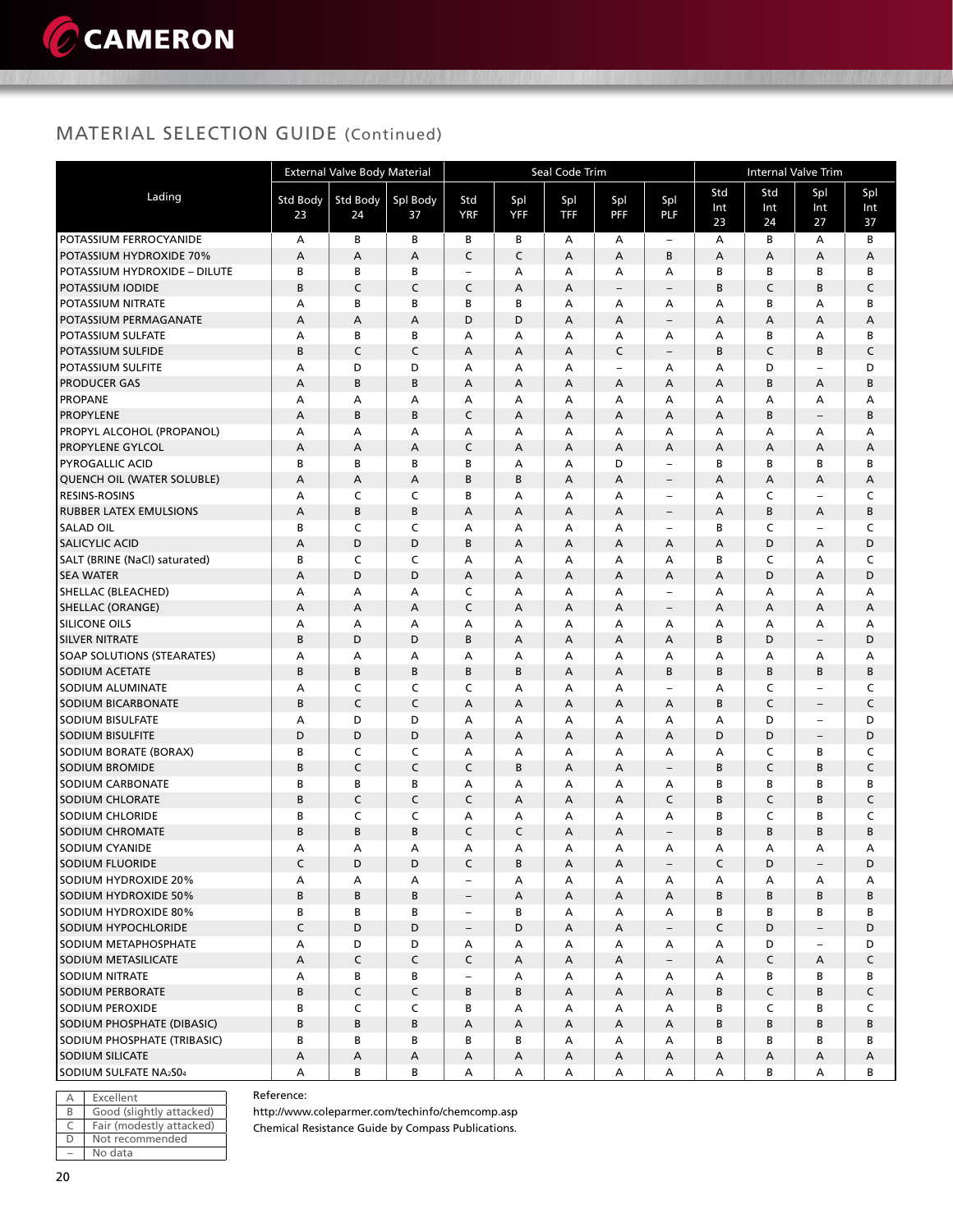## MATERIAL SELECTION GUIDE (Continued)

| Lading | External Valve Body Material | | | Seal Code Trim | | | | | Internal Valve Trim | | | |
|---|---|---|---|---|---|---|---|---|---|---|---|---|
| | Std Body 23 | Std Body 24 | Spl Body 37 | Std YRF | Spl YFF | Spl TFF | Spl PFF | Spl PLF | Std Int 23 | Std Int 24 | Spl Int 27 | Spl Int 37 |
| POTASSIUM FERROCYANIDE | A | B | B | B | B | A | A | – | A | B | A | B |
| POTASSIUM HYDROXIDE 70% | A | A | A | C | C | A | A | B | A | A | A | A |
| POTASSIUM HYDROXIDE – DILUTE | B | B | B | – | A | A | A | A | B | B | B | B |
| POTASSIUM IODIDE | B | C | C | C | A | A | – | – | B | C | B | C |
| POTASSIUM NITRATE | A | B | B | B | B | A | A | A | A | B | A | B |
| POTASSIUM PERMAGANATE | A | A | A | D | D | A | A | – | A | A | A | A |
| POTASSIUM SULFATE | A | B | B | A | A | A | A | A | A | B | A | B |
| POTASSIUM SULFIDE | B | C | C | A | A | A | C | – | B | C | B | C |
| POTASSIUM SULFITE | A | D | D | A | A | A | – | A | A | D | – | D |
| PRODUCER GAS | A | B | B | A | A | A | A | A | A | B | A | B |
| PROPANE | A | A | A | A | A | A | A | A | A | A | A | A |
| PROPYLENE | A | B | B | C | A | A | A | A | A | B | – | B |
| PROPYL ALCOHOL (PROPANOL) | A | A | A | A | A | A | A | A | A | A | A | A |
| PROPYLENE GYLCOL | A | A | A | C | A | A | A | A | A | A | A | A |
| PYROGALLIC ACID | B | B | B | B | A | A | D | – | B | B | B | B |
| QUENCH OIL (WATER SOLUBLE) | A | A | A | B | B | A | A | – | A | A | A | A |
| RESINS-ROSINS | A | C | C | B | A | A | A | – | A | C | – | C |
| RUBBER LATEX EMULSIONS | A | B | B | A | A | A | A | – | A | B | A | B |
| SALAD OIL | B | C | C | A | A | A | A | – | B | C | – | C |
| SALICYLIC ACID | A | D | D | B | A | A | A | A | A | D | A | D |
| SALT (BRINE (NaCl) saturated) | B | C | C | A | A | A | A | A | B | C | A | C |
| SEA WATER | A | D | D | A | A | A | A | A | A | D | A | D |
| SHELLAC (BLEACHED) | A | A | A | C | A | A | A | – | A | A | A | A |
| SHELLAC (ORANGE) | A | A | A | C | A | A | A | – | A | A | A | A |
| SILICONE OILS | A | A | A | A | A | A | A | A | A | A | A | A |
| SILVER NITRATE | B | D | D | B | A | A | A | A | B | D | – | D |
| SOAP SOLUTIONS (STEARATES) | A | A | A | A | A | A | A | A | A | A | A | A |
| SODIUM ACETATE | B | B | B | B | B | A | A | B | B | B | B | B |
| SODIUM ALUMINATE | A | C | C | C | A | A | A | – | A | C | – | C |
| SODIUM BICARBONATE | B | C | C | A | A | A | A | A | B | C | – | C |
| SODIUM BISULFATE | A | D | D | A | A | A | A | A | A | D | – | D |
| SODIUM BISULFITE | D | D | D | A | A | A | A | A | D | D | – | D |
| SODIUM BORATE (BORAX) | B | C | C | A | A | A | A | A | A | C | B | C |
| SODIUM BROMIDE | B | C | C | C | B | A | A | – | B | C | B | C |
| SODIUM CARBONATE | B | B | B | A | A | A | A | A | B | B | B | B |
| SODIUM CHLORATE | B | C | C | C | A | A | A | C | B | C | B | C |
| SODIUM CHLORIDE | B | C | C | A | A | A | A | A | B | C | B | C |
| SODIUM CHROMATE | B | B | B | C | C | A | A | – | B | B | B | B |
| SODIUM CYANIDE | A | A | A | A | A | A | A | A | A | A | A | A |
| SODIUM FLUORIDE | C | D | D | C | B | A | A | – | C | D | – | D |
| SODIUM HYDROXIDE 20% | A | A | A | – | A | A | A | A | A | A | A | A |
| SODIUM HYDROXIDE 50% | B | B | B | – | A | A | A | A | B | B | B | B |
| SODIUM HYDROXIDE 80% | B | B | B | – | B | A | A | A | B | B | B | B |
| SODIUM HYPOCHLORIDE | C | D | D | – | D | A | A | – | C | D | – | D |
| SODIUM METAPHOSPHATE | A | D | D | A | A | A | A | A | A | D | – | D |
| SODIUM METASILICATE | A | C | C | C | A | A | A | – | A | C | A | C |
| SODIUM NITRATE | A | B | B | – | A | A | A | A | A | B | B | B |
| SODIUM PERBORATE | B | C | C | B | B | A | A | A | B | C | B | C |
| SODIUM PEROXIDE | B | C | C | B | A | A | A | A | B | C | B | C |
| SODIUM PHOSPHATE (DIBASIC) | B | B | B | A | A | A | A | A | B | B | B | B |
| SODIUM PHOSPHATE (TRIBASIC) | B | B | B | B | B | A | A | A | B | B | B | B |
| SODIUM SILICATE | A | A | A | A | A | A | A | A | A | A | A | A |
| SODIUM SULFATE $NA_2SO_4$ | A | B | B | A | A | A | A | A | A | B | A | B |

| | |
|---|---|
| A | Excellent |
| B | Good (slightly attacked) |
| C | Fair (modestly attacked) |
| D | Not recommended |
| – | No data |

Reference:
http://www.coleparmer.com/techinfo/chemcomp.asp
Chemical Resistance Guide by Compass Publications.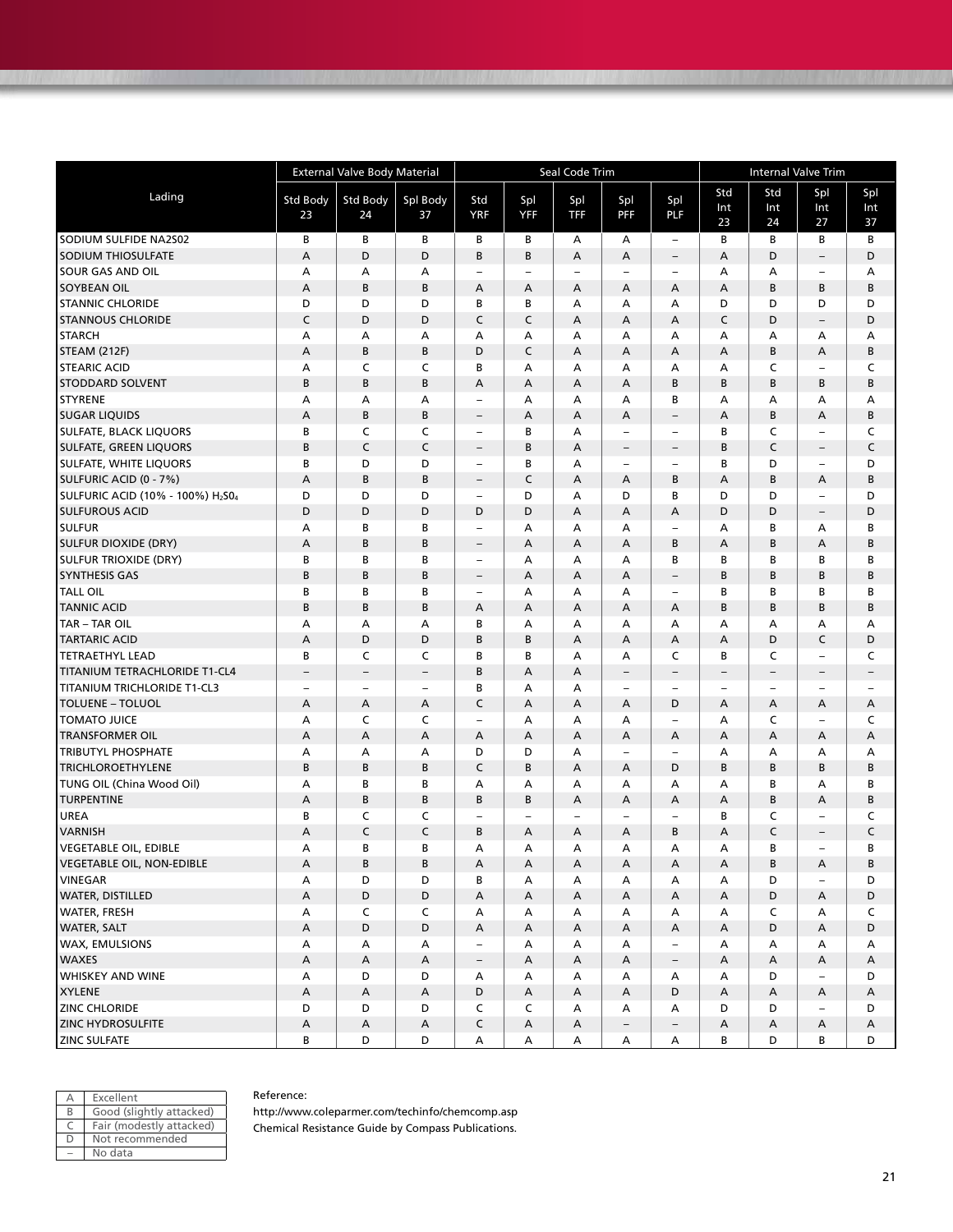| Lading | External Valve Body Material | | | Seal Code Trim | | | | | Internal Valve Trim | | | |
|---|---|---|---|---|---|---|---|---|---|---|---|---|
| | Std Body 23 | Std Body 24 | Spl Body 37 | Std YRF | Spl YFF | Spl TFF | Spl PFF | Spl PLF | Std Int 23 | Std Int 24 | Spl Int 27 | Spl Int 37 |
| SODIUM SULFIDE NA2S02 | B | B | B | B | B | A | A | – | B | B | B | B |
| SODIUM THIOSULFATE | A | D | D | B | B | A | A | – | A | D | – | D |
| SOUR GAS AND OIL | A | A | A | – | – | – | – | – | A | A | – | A |
| SOYBEAN OIL | A | B | B | A | A | A | A | A | A | B | B | B |
| STANNIC CHLORIDE | D | D | D | B | B | A | A | A | D | D | D | D |
| STANNOUS CHLORIDE | C | D | D | C | C | A | A | A | C | D | – | D |
| STARCH | A | A | A | A | A | A | A | A | A | A | A | A |
| STEAM (212F) | A | B | B | D | C | A | A | A | A | B | A | B |
| STEARIC ACID | A | C | C | B | A | A | A | A | A | C | – | C |
| STODDARD SOLVENT | B | B | B | A | A | A | A | B | B | B | B | B |
| STYRENE | A | A | A | – | A | A | A | B | A | A | A | A |
| SUGAR LIQUIDS | A | B | B | – | A | A | A | – | A | B | A | B |
| SULFATE, BLACK LIQUORS | B | C | C | – | B | A | – | – | B | C | – | C |
| SULFATE, GREEN LIQUORS | B | C | C | – | B | A | – | – | B | C | – | C |
| SULFATE, WHITE LIQUORS | B | D | D | – | B | A | – | – | B | D | – | D |
| SULFURIC ACID (0 - 7%) | A | B | B | – | C | A | A | B | A | B | A | B |
| SULFURIC ACID (10% - 100%) $H_2SO_4$ | D | D | D | – | D | A | D | B | D | D | – | D |
| SULFUROUS ACID | D | D | D | D | D | A | A | A | D | D | – | D |
| SULFUR | A | B | B | – | A | A | A | – | A | B | A | B |
| SULFUR DIOXIDE (DRY) | A | B | B | – | A | A | A | B | A | B | A | B |
| SULFUR TRIOXIDE (DRY) | B | B | B | – | A | A | A | B | B | B | B | B |
| SYNTHESIS GAS | B | B | B | – | A | A | A | – | B | B | B | B |
| TALL OIL | B | B | B | – | A | A | A | – | B | B | B | B |
| TANNIC ACID | B | B | B | A | A | A | A | A | B | B | B | B |
| TAR – TAR OIL | A | A | A | B | A | A | A | A | A | A | A | A |
| TARTARIC ACID | A | D | D | B | B | A | A | A | A | D | C | D |
| TETRAETHYL LEAD | B | C | C | B | B | A | A | C | B | C | – | C |
| TITANIUM TETRACHLORIDE T1-CL4 | – | – | – | B | A | A | – | – | – | – | – | – |
| TITANIUM TRICHLORIDE T1-CL3 | – | – | – | B | A | A | – | – | – | – | – | – |
| TOLUENE – TOLUOL | A | A | A | C | A | A | A | D | A | A | A | A |
| TOMATO JUICE | A | C | C | – | A | A | A | – | A | C | – | C |
| TRANSFORMER OIL | A | A | A | A | A | A | A | A | A | A | A | A |
| TRIBUTYL PHOSPHATE | A | A | A | D | D | A | – | – | A | A | A | A |
| TRICHLOROETHYLENE | B | B | B | C | B | A | A | D | B | B | B | B |
| TUNG OIL (China Wood Oil) | A | B | B | A | A | A | A | A | A | B | A | B |
| TURPENTINE | A | B | B | B | B | A | A | A | A | B | A | B |
| UREA | B | C | C | – | – | – | – | – | B | C | – | C |
| VARNISH | A | C | C | B | A | A | A | B | A | C | – | C |
| VEGETABLE OIL, EDIBLE | A | B | B | A | A | A | A | A | A | B | – | B |
| VEGETABLE OIL, NON-EDIBLE | A | B | B | A | A | A | A | A | A | B | A | B |
| VINEGAR | A | D | D | B | A | A | A | A | A | D | – | D |
| WATER, DISTILLED | A | D | D | A | A | A | A | A | A | D | A | D |
| WATER, FRESH | A | C | C | A | A | A | A | A | A | C | A | C |
| WATER, SALT | A | D | D | A | A | A | A | A | A | D | A | D |
| WAX, EMULSIONS | A | A | A | – | A | A | A | – | A | A | A | A |
| WAXES | A | A | A | – | A | A | A | – | A | A | A | A |
| WHISKEY AND WINE | A | D | D | A | A | A | A | A | A | D | – | D |
| XYLENE | A | A | A | D | A | A | A | D | A | A | A | A |
| ZINC CHLORIDE | D | D | D | C | C | A | A | A | D | D | – | D |
| ZINC HYDROSULFITE | A | A | A | C | A | A | – | – | A | A | A | A |
| ZINC SULFATE | B | D | D | A | A | A | A | A | B | D | B | D |

| | |
|---|---|
| A | Excellent |
| B | Good (slightly attacked) |
| C | Fair (modestly attacked) |
| D | Not recommended |
| – | No data |

Reference:
http://www.coleparmer.com/techinfo/chemcomp.asp
Chemical Resistance Guide by Compass Publications.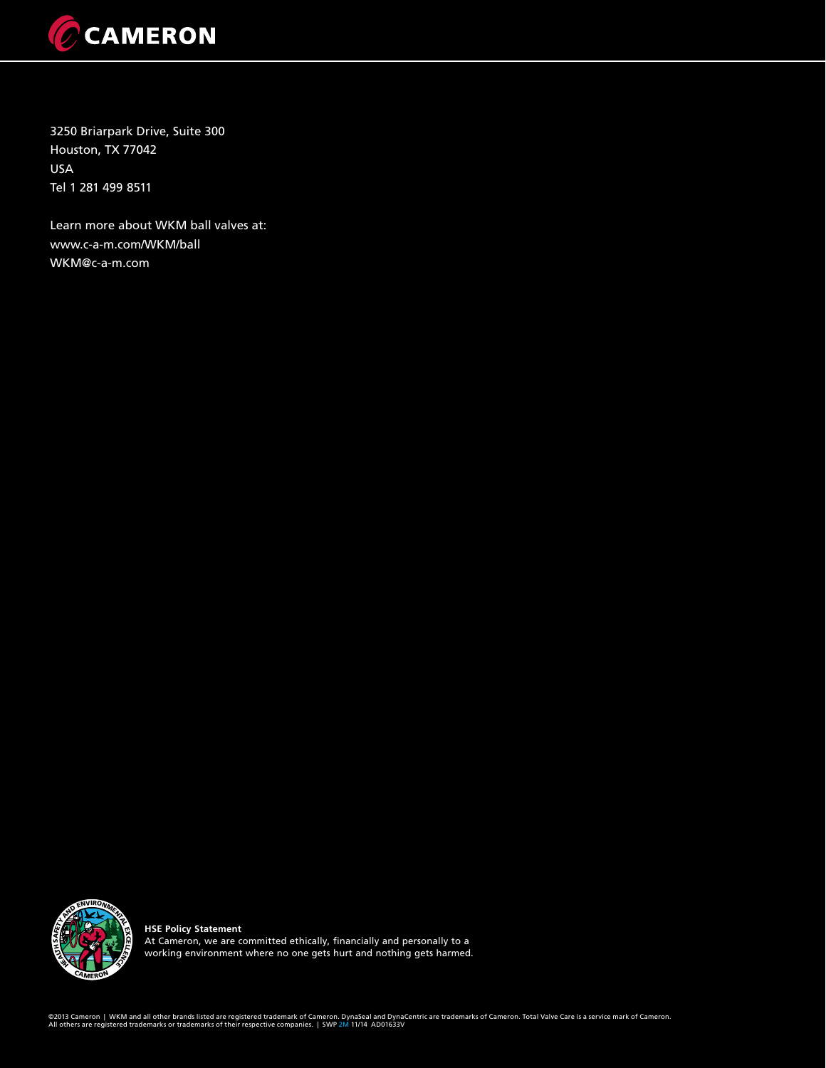CAMERON

3250 Briarpark Drive, Suite 300
Houston, TX 77042
USA
Tel 1 281 499 8511

Learn more about WKM ball valves at:
www.c-a-m.com/WKM/ball
WKM@c-a-m.com

**HSE Policy Statement**
At Cameron, we are committed ethically, financially and personally to a working environment where no one gets hurt and nothing gets harmed.

©2013 Cameron | WKM and all other brands listed are registered trademark of Cameron. DynaSeal and DynaCentric are trademarks of Cameron. Total Valve Care is a service mark of Cameron. All others are registered trademarks or trademarks of their respective companies. | SWP 2M 11/14 AD01633V